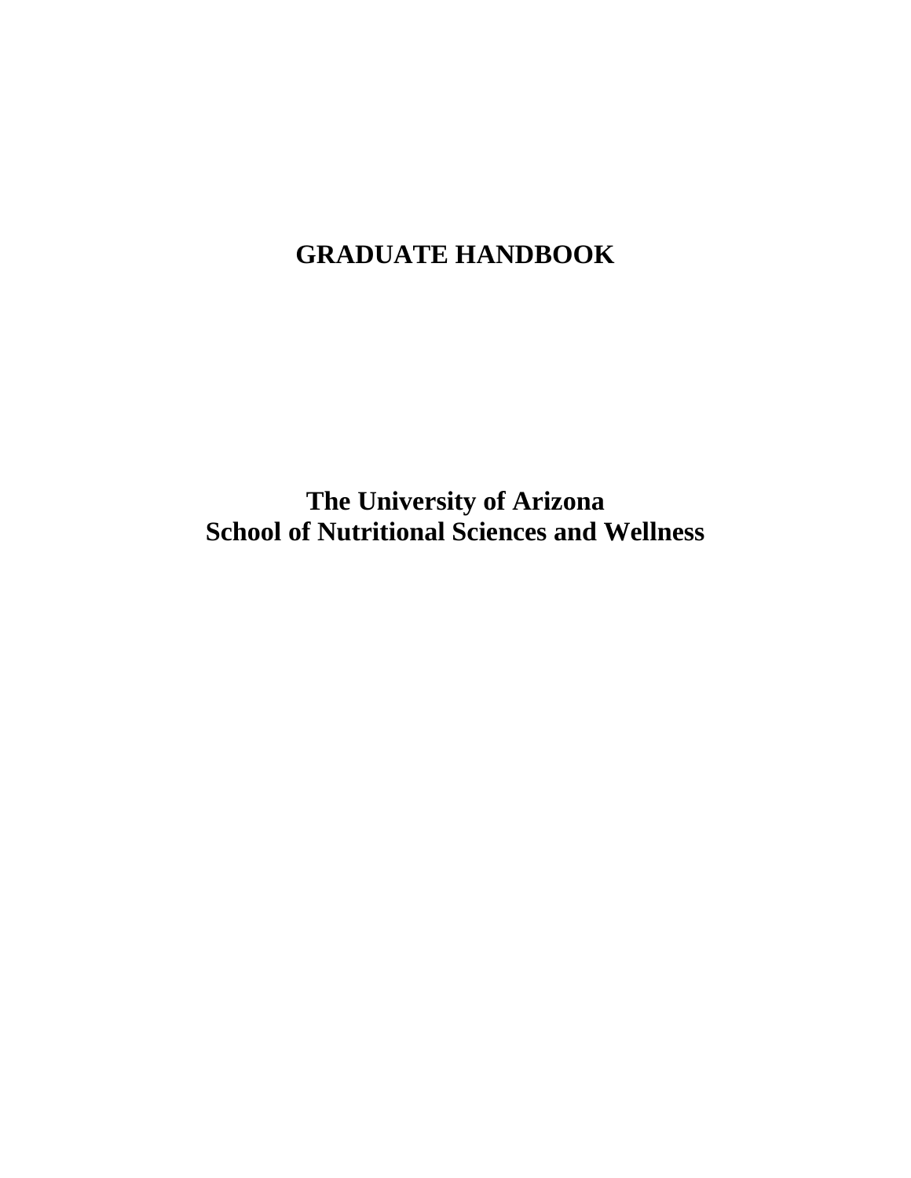# GRADUATE HANDBOOK

## The University of Arizona
## School of Nutritional Sciences and Wellness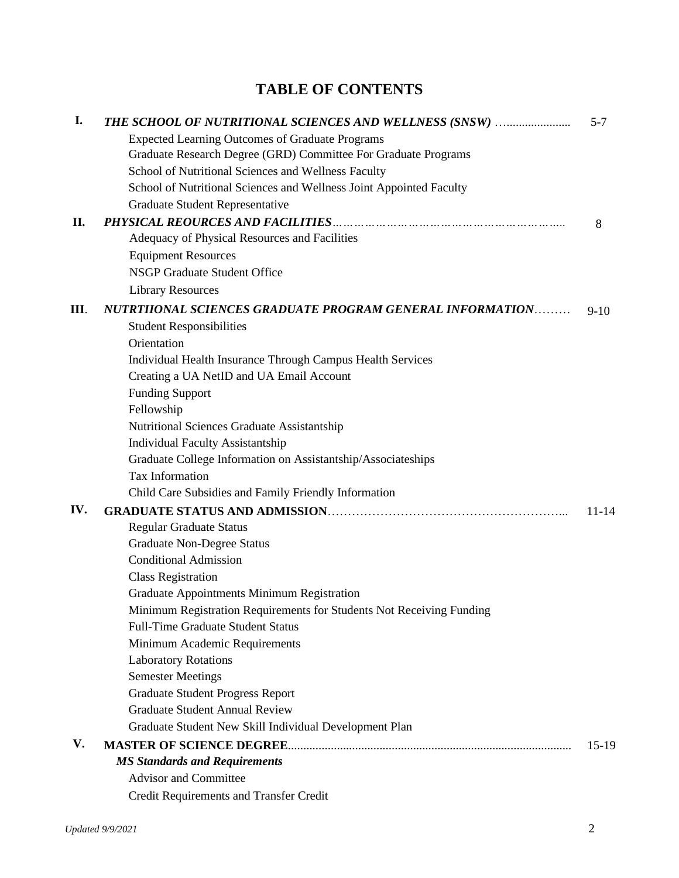# TABLE OF CONTENTS

| | | |
|---|---|---|
| **I.** | ***THE SCHOOL OF NUTRITIONAL SCIENCES AND WELLNESS (SNSW)*** …..................... | 5-7 |
| | Expected Learning Outcomes of Graduate Programs | |
| | Graduate Research Degree (GRD) Committee For Graduate Programs | |
| | School of Nutritional Sciences and Wellness Faculty | |
| | School of Nutritional Sciences and Wellness Joint Appointed Faculty | |
| | Graduate Student Representative | |
| **II.** | ***PHYSICAL REOURCES AND FACILITIES***…………………………………………………… | 8 |
| | Adequacy of Physical Resources and Facilities | |
| | Equipment Resources | |
| | NSGP Graduate Student Office | |
| | Library Resources | |
| **III**. | ***NUTRTIIONAL SCIENCES GRADUATE PROGRAM GENERAL INFORMATION***……… | 9-10 |
| | Student Responsibilities | |
| | Orientation | |
| | Individual Health Insurance Through Campus Health Services | |
| | Creating a UA NetID and UA Email Account | |
| | Funding Support | |
| | Fellowship | |
| | Nutritional Sciences Graduate Assistantship | |
| | Individual Faculty Assistantship | |
| | Graduate College Information on Assistantship/Associateships | |
| | Tax Information | |
| | Child Care Subsidies and Family Friendly Information | |
| **IV.** | **GRADUATE STATUS AND ADMISSION**………………………………………………... | 11-14 |
| | Regular Graduate Status | |
| | Graduate Non-Degree Status | |
| | Conditional Admission | |
| | Class Registration | |
| | Graduate Appointments Minimum Registration | |
| | Minimum Registration Requirements for Students Not Receiving Funding | |
| | Full-Time Graduate Student Status | |
| | Minimum Academic Requirements | |
| | Laboratory Rotations | |
| | Semester Meetings | |
| | Graduate Student Progress Report | |
| | Graduate Student Annual Review | |
| | Graduate Student New Skill Individual Development Plan | |
| **V.** | **MASTER OF SCIENCE DEGREE**........................................................................................ | 15-19 |
| | ***MS Standards and Requirements*** | |
| | Advisor and Committee | |
| | Credit Requirements and Transfer Credit | |

*Updated 9/9/2021*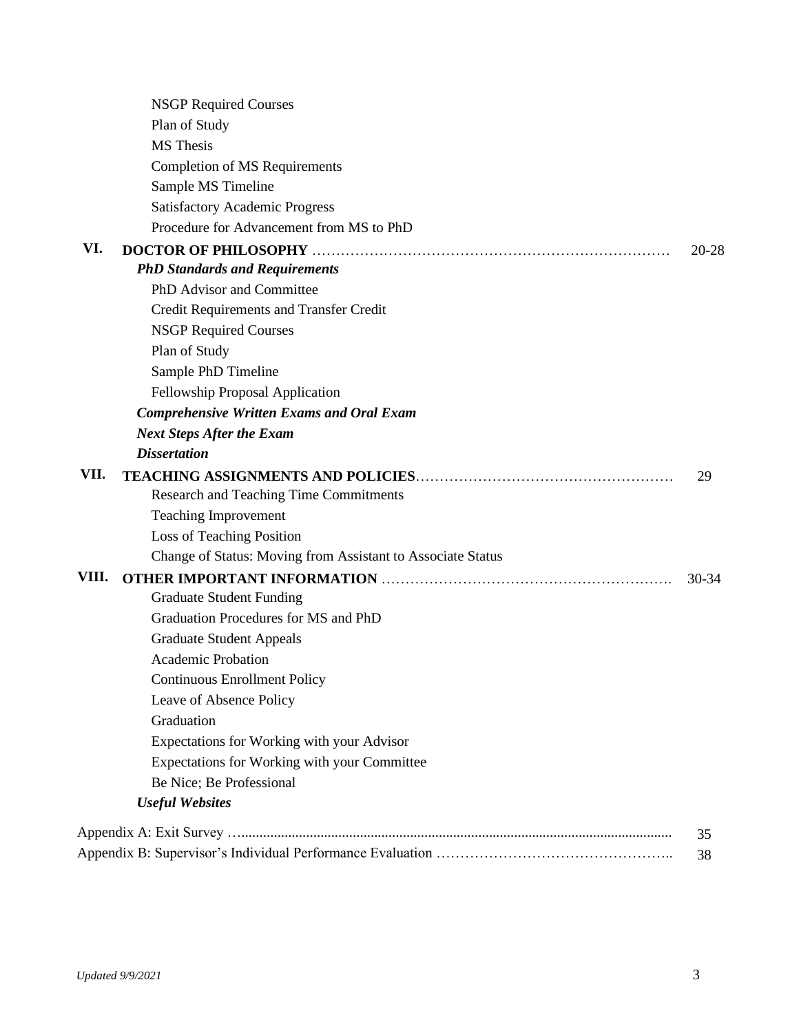NSGP Required Courses
Plan of Study
MS Thesis
Completion of MS Requirements
Sample MS Timeline
Satisfactory Academic Progress
Procedure for Advancement from MS to PhD

**VI. DOCTOR OF PHILOSOPHY** ………………………………………………………………… 20-28

***PhD Standards and Requirements***
PhD Advisor and Committee
Credit Requirements and Transfer Credit
NSGP Required Courses
Plan of Study
Sample PhD Timeline
Fellowship Proposal Application

***Comprehensive Written Exams and Oral Exam***

***Next Steps After the Exam***

***Dissertation***

**VII. TEACHING ASSIGNMENTS AND POLICIES**……………………………………………… 29

Research and Teaching Time Commitments
Teaching Improvement
Loss of Teaching Position
Change of Status: Moving from Assistant to Associate Status

**VIII. OTHER IMPORTANT INFORMATION** ……………………………………………………. 30-34

Graduate Student Funding
Graduation Procedures for MS and PhD
Graduate Student Appeals
Academic Probation
Continuous Enrollment Policy
Leave of Absence Policy
Graduation
Expectations for Working with your Advisor
Expectations for Working with your Committee
Be Nice; Be Professional

***Useful Websites***

Appendix A: Exit Survey …....................................................................................................... 35
Appendix B: Supervisor's Individual Performance Evaluation ……………………………………….. 38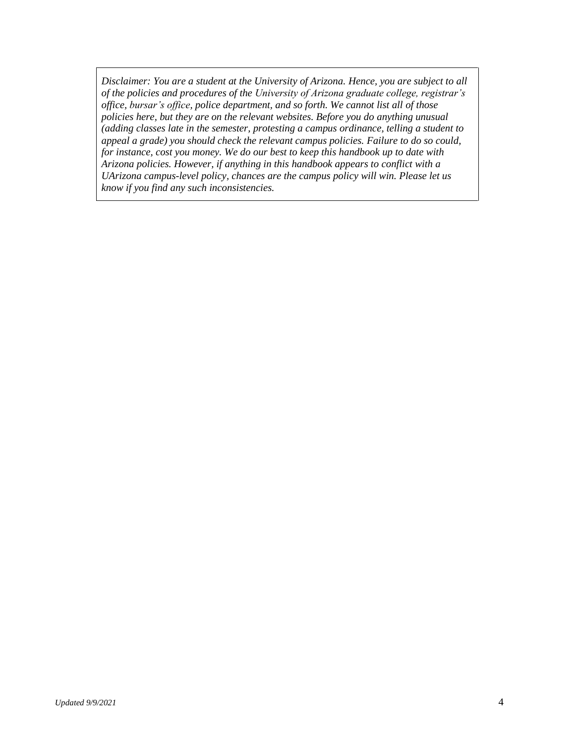*Disclaimer: You are a student at the University of Arizona. Hence, you are subject to all of the policies and procedures of the University of Arizona graduate college, registrar's office, bursar's office, police department, and so forth. We cannot list all of those policies here, but they are on the relevant websites. Before you do anything unusual (adding classes late in the semester, protesting a campus ordinance, telling a student to appeal a grade) you should check the relevant campus policies. Failure to do so could, for instance, cost you money. We do our best to keep this handbook up to date with Arizona policies. However, if anything in this handbook appears to conflict with a UArizona campus-level policy, chances are the campus policy will win. Please let us know if you find any such inconsistencies.*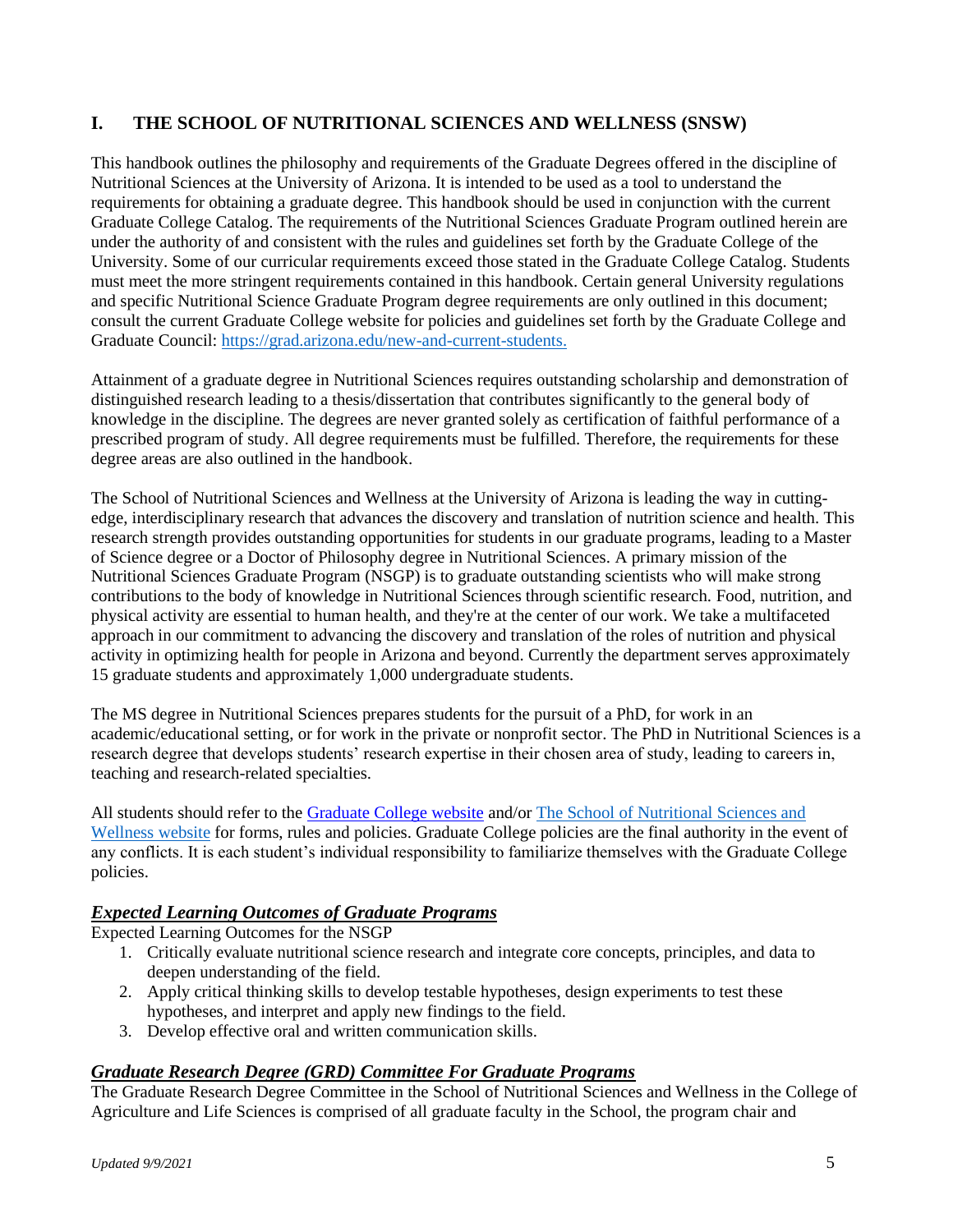## I. THE SCHOOL OF NUTRITIONAL SCIENCES AND WELLNESS (SNSW)

This handbook outlines the philosophy and requirements of the Graduate Degrees offered in the discipline of Nutritional Sciences at the University of Arizona. It is intended to be used as a tool to understand the requirements for obtaining a graduate degree. This handbook should be used in conjunction with the current Graduate College Catalog. The requirements of the Nutritional Sciences Graduate Program outlined herein are under the authority of and consistent with the rules and guidelines set forth by the Graduate College of the University. Some of our curricular requirements exceed those stated in the Graduate College Catalog. Students must meet the more stringent requirements contained in this handbook. Certain general University regulations and specific Nutritional Science Graduate Program degree requirements are only outlined in this document; consult the current Graduate College website for policies and guidelines set forth by the Graduate College and Graduate Council: https://grad.arizona.edu/new-and-current-students.

Attainment of a graduate degree in Nutritional Sciences requires outstanding scholarship and demonstration of distinguished research leading to a thesis/dissertation that contributes significantly to the general body of knowledge in the discipline. The degrees are never granted solely as certification of faithful performance of a prescribed program of study. All degree requirements must be fulfilled. Therefore, the requirements for these degree areas are also outlined in the handbook.

The School of Nutritional Sciences and Wellness at the University of Arizona is leading the way in cutting-edge, interdisciplinary research that advances the discovery and translation of nutrition science and health. This research strength provides outstanding opportunities for students in our graduate programs, leading to a Master of Science degree or a Doctor of Philosophy degree in Nutritional Sciences. A primary mission of the Nutritional Sciences Graduate Program (NSGP) is to graduate outstanding scientists who will make strong contributions to the body of knowledge in Nutritional Sciences through scientific research. Food, nutrition, and physical activity are essential to human health, and they're at the center of our work. We take a multifaceted approach in our commitment to advancing the discovery and translation of the roles of nutrition and physical activity in optimizing health for people in Arizona and beyond. Currently the department serves approximately 15 graduate students and approximately 1,000 undergraduate students.

The MS degree in Nutritional Sciences prepares students for the pursuit of a PhD, for work in an academic/educational setting, or for work in the private or nonprofit sector. The PhD in Nutritional Sciences is a research degree that develops students' research expertise in their chosen area of study, leading to careers in, teaching and research-related specialties.

All students should refer to the Graduate College website and/or The School of Nutritional Sciences and Wellness website for forms, rules and policies. Graduate College policies are the final authority in the event of any conflicts. It is each student's individual responsibility to familiarize themselves with the Graduate College policies.

### ***Expected Learning Outcomes of Graduate Programs***

Expected Learning Outcomes for the NSGP

1. Critically evaluate nutritional science research and integrate core concepts, principles, and data to deepen understanding of the field.
2. Apply critical thinking skills to develop testable hypotheses, design experiments to test these hypotheses, and interpret and apply new findings to the field.
3. Develop effective oral and written communication skills.

### ***Graduate Research Degree (GRD) Committee For Graduate Programs***

The Graduate Research Degree Committee in the School of Nutritional Sciences and Wellness in the College of Agriculture and Life Sciences is comprised of all graduate faculty in the School, the program chair and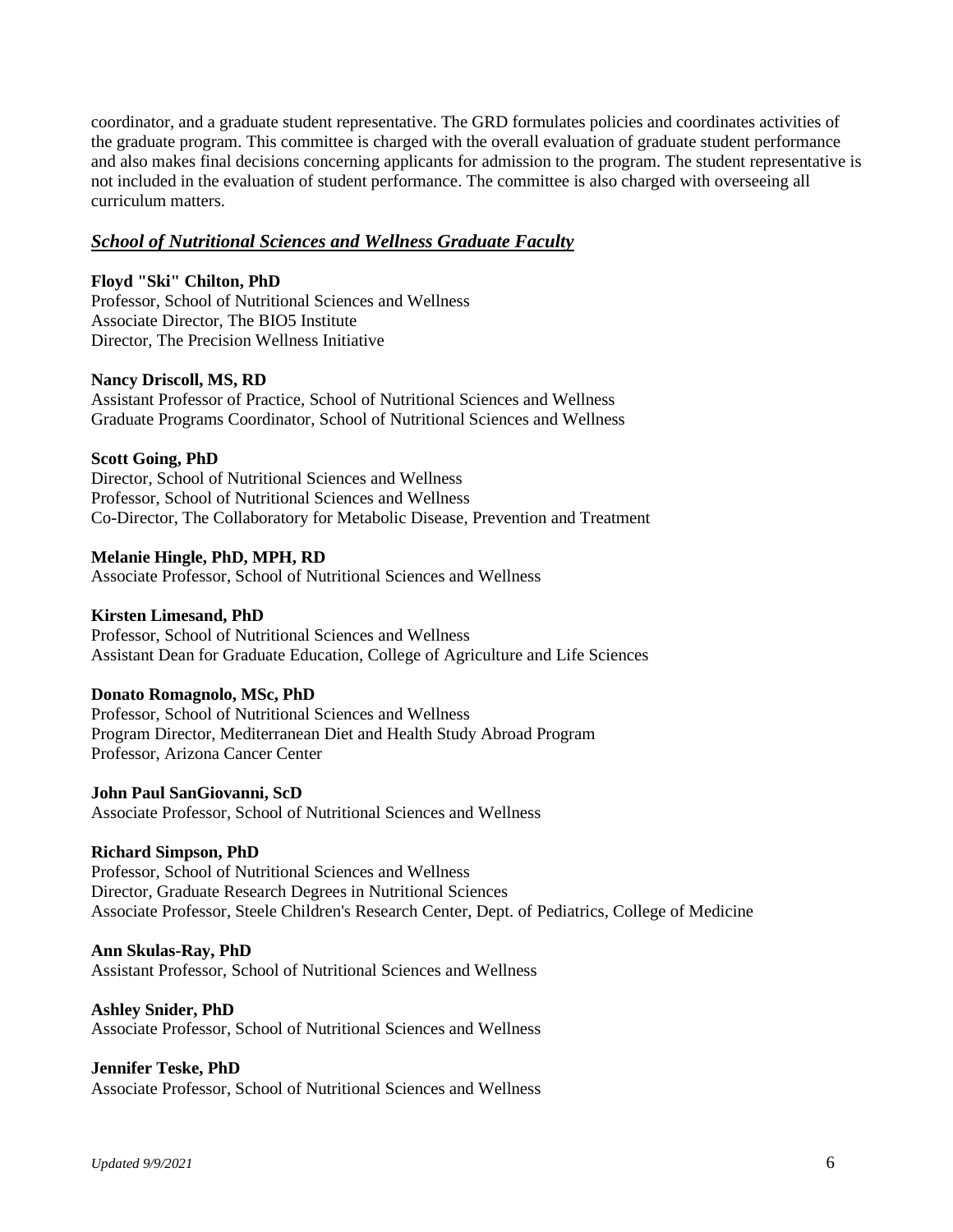coordinator, and a graduate student representative. The GRD formulates policies and coordinates activities of the graduate program. This committee is charged with the overall evaluation of graduate student performance and also makes final decisions concerning applicants for admission to the program. The student representative is not included in the evaluation of student performance. The committee is also charged with overseeing all curriculum matters.

## ***School of Nutritional Sciences and Wellness Graduate Faculty***

**Floyd "Ski" Chilton, PhD**
Professor, School of Nutritional Sciences and Wellness
Associate Director, The BIO5 Institute
Director, The Precision Wellness Initiative

**Nancy Driscoll, MS, RD**
Assistant Professor of Practice, School of Nutritional Sciences and Wellness
Graduate Programs Coordinator, School of Nutritional Sciences and Wellness

**Scott Going, PhD**
Director, School of Nutritional Sciences and Wellness
Professor, School of Nutritional Sciences and Wellness
Co-Director, The Collaboratory for Metabolic Disease, Prevention and Treatment

**Melanie Hingle, PhD, MPH, RD**
Associate Professor, School of Nutritional Sciences and Wellness

**Kirsten Limesand, PhD**
Professor, School of Nutritional Sciences and Wellness
Assistant Dean for Graduate Education, College of Agriculture and Life Sciences

**Donato Romagnolo, MSc, PhD**
Professor, School of Nutritional Sciences and Wellness
Program Director, Mediterranean Diet and Health Study Abroad Program
Professor, Arizona Cancer Center

**John Paul SanGiovanni, ScD**
Associate Professor, School of Nutritional Sciences and Wellness

**Richard Simpson, PhD**
Professor, School of Nutritional Sciences and Wellness
Director, Graduate Research Degrees in Nutritional Sciences
Associate Professor, Steele Children's Research Center, Dept. of Pediatrics, College of Medicine

**Ann Skulas-Ray, PhD**
Assistant Professor, School of Nutritional Sciences and Wellness

**Ashley Snider, PhD**
Associate Professor, School of Nutritional Sciences and Wellness

**Jennifer Teske, PhD**
Associate Professor, School of Nutritional Sciences and Wellness

*Updated 9/9/2021*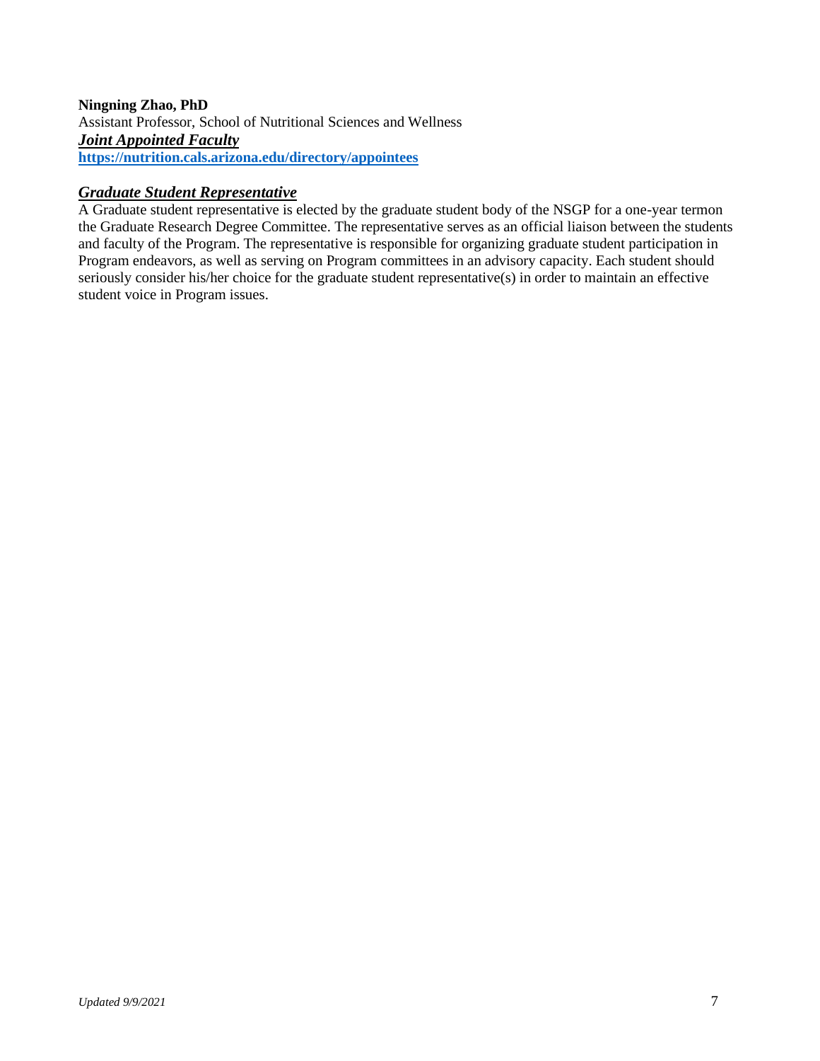**Ningning Zhao, PhD**
Assistant Professor, School of Nutritional Sciences and Wellness
***Joint Appointed Faculty***
**https://nutrition.cals.arizona.edu/directory/appointees**

### ***Graduate Student Representative***

A Graduate student representative is elected by the graduate student body of the NSGP for a one-year termon the Graduate Research Degree Committee. The representative serves as an official liaison between the students and faculty of the Program. The representative is responsible for organizing graduate student participation in Program endeavors, as well as serving on Program committees in an advisory capacity. Each student should seriously consider his/her choice for the graduate student representative(s) in order to maintain an effective student voice in Program issues.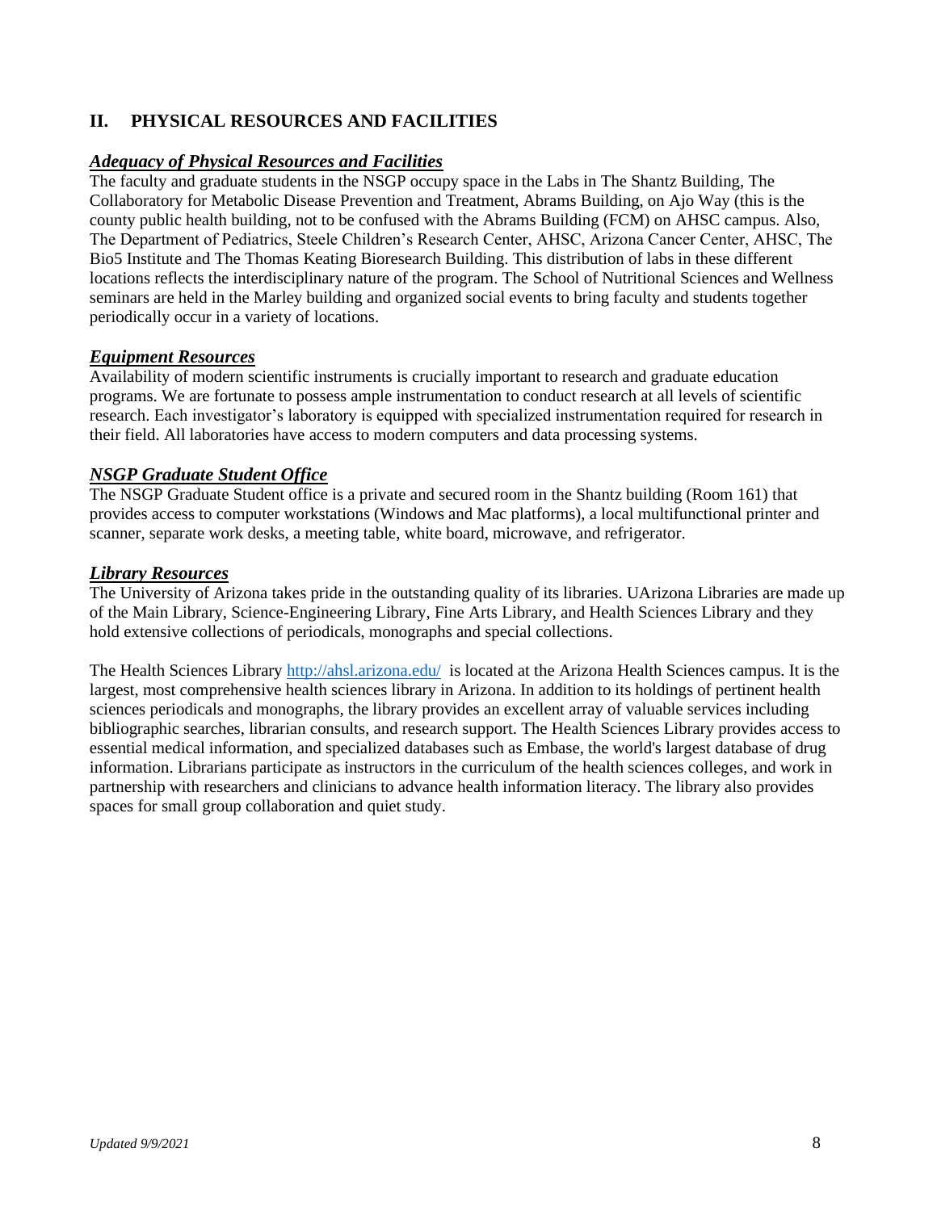## II. PHYSICAL RESOURCES AND FACILITIES

### ***Adequacy of Physical Resources and Facilities***

The faculty and graduate students in the NSGP occupy space in the Labs in The Shantz Building, The Collaboratory for Metabolic Disease Prevention and Treatment, Abrams Building, on Ajo Way (this is the county public health building, not to be confused with the Abrams Building (FCM) on AHSC campus. Also, The Department of Pediatrics, Steele Children's Research Center, AHSC, Arizona Cancer Center, AHSC, The Bio5 Institute and The Thomas Keating Bioresearch Building. This distribution of labs in these different locations reflects the interdisciplinary nature of the program. The School of Nutritional Sciences and Wellness seminars are held in the Marley building and organized social events to bring faculty and students together periodically occur in a variety of locations.

### ***Equipment Resources***

Availability of modern scientific instruments is crucially important to research and graduate education programs. We are fortunate to possess ample instrumentation to conduct research at all levels of scientific research. Each investigator's laboratory is equipped with specialized instrumentation required for research in their field. All laboratories have access to modern computers and data processing systems.

### ***NSGP Graduate Student Office***

The NSGP Graduate Student office is a private and secured room in the Shantz building (Room 161) that provides access to computer workstations (Windows and Mac platforms), a local multifunctional printer and scanner, separate work desks, a meeting table, white board, microwave, and refrigerator.

### ***Library Resources***

The University of Arizona takes pride in the outstanding quality of its libraries. UArizona Libraries are made up of the Main Library, Science-Engineering Library, Fine Arts Library, and Health Sciences Library and they hold extensive collections of periodicals, monographs and special collections.

The Health Sciences Library http://ahsl.arizona.edu/ is located at the Arizona Health Sciences campus. It is the largest, most comprehensive health sciences library in Arizona. In addition to its holdings of pertinent health sciences periodicals and monographs, the library provides an excellent array of valuable services including bibliographic searches, librarian consults, and research support. The Health Sciences Library provides access to essential medical information, and specialized databases such as Embase, the world's largest database of drug information. Librarians participate as instructors in the curriculum of the health sciences colleges, and work in partnership with researchers and clinicians to advance health information literacy. The library also provides spaces for small group collaboration and quiet study.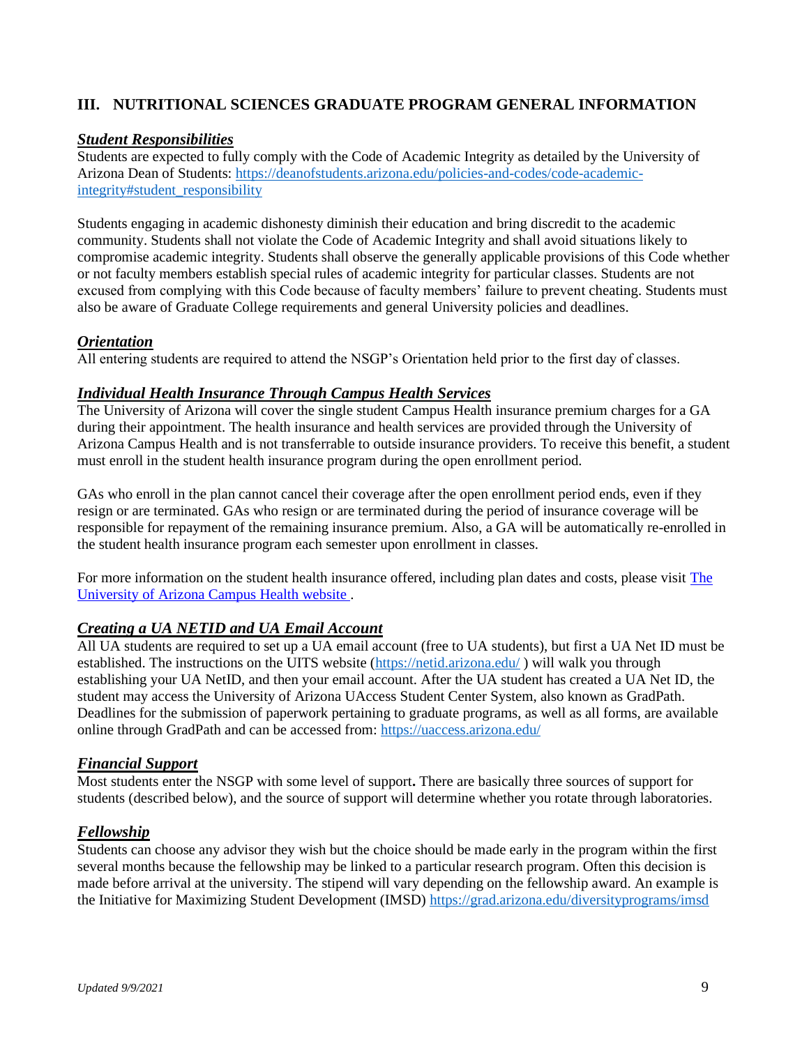## III. NUTRITIONAL SCIENCES GRADUATE PROGRAM GENERAL INFORMATION

### ***Student Responsibilities***

Students are expected to fully comply with the Code of Academic Integrity as detailed by the University of Arizona Dean of Students: https://deanofstudents.arizona.edu/policies-and-codes/code-academic-integrity#student_responsibility

Students engaging in academic dishonesty diminish their education and bring discredit to the academic community. Students shall not violate the Code of Academic Integrity and shall avoid situations likely to compromise academic integrity. Students shall observe the generally applicable provisions of this Code whether or not faculty members establish special rules of academic integrity for particular classes. Students are not excused from complying with this Code because of faculty members' failure to prevent cheating. Students must also be aware of Graduate College requirements and general University policies and deadlines.

### ***Orientation***

All entering students are required to attend the NSGP's Orientation held prior to the first day of classes.

### ***Individual Health Insurance Through Campus Health Services***

The University of Arizona will cover the single student Campus Health insurance premium charges for a GA during their appointment. The health insurance and health services are provided through the University of Arizona Campus Health and is not transferrable to outside insurance providers. To receive this benefit, a student must enroll in the student health insurance program during the open enrollment period.

GAs who enroll in the plan cannot cancel their coverage after the open enrollment period ends, even if they resign or are terminated. GAs who resign or are terminated during the period of insurance coverage will be responsible for repayment of the remaining insurance premium. Also, a GA will be automatically re-enrolled in the student health insurance program each semester upon enrollment in classes.

For more information on the student health insurance offered, including plan dates and costs, please visit The University of Arizona Campus Health website .

### ***Creating a UA NETID and UA Email Account***

All UA students are required to set up a UA email account (free to UA students), but first a UA Net ID must be established. The instructions on the UITS website (https://netid.arizona.edu/ ) will walk you through establishing your UA NetID, and then your email account. After the UA student has created a UA Net ID, the student may access the University of Arizona UAccess Student Center System, also known as GradPath. Deadlines for the submission of paperwork pertaining to graduate programs, as well as all forms, are available online through GradPath and can be accessed from: https://uaccess.arizona.edu/

### ***Financial Support***

Most students enter the NSGP with some level of support**.** There are basically three sources of support for students (described below), and the source of support will determine whether you rotate through laboratories.

### ***Fellowship***

Students can choose any advisor they wish but the choice should be made early in the program within the first several months because the fellowship may be linked to a particular research program. Often this decision is made before arrival at the university. The stipend will vary depending on the fellowship award. An example is the Initiative for Maximizing Student Development (IMSD) https://grad.arizona.edu/diversityprograms/imsd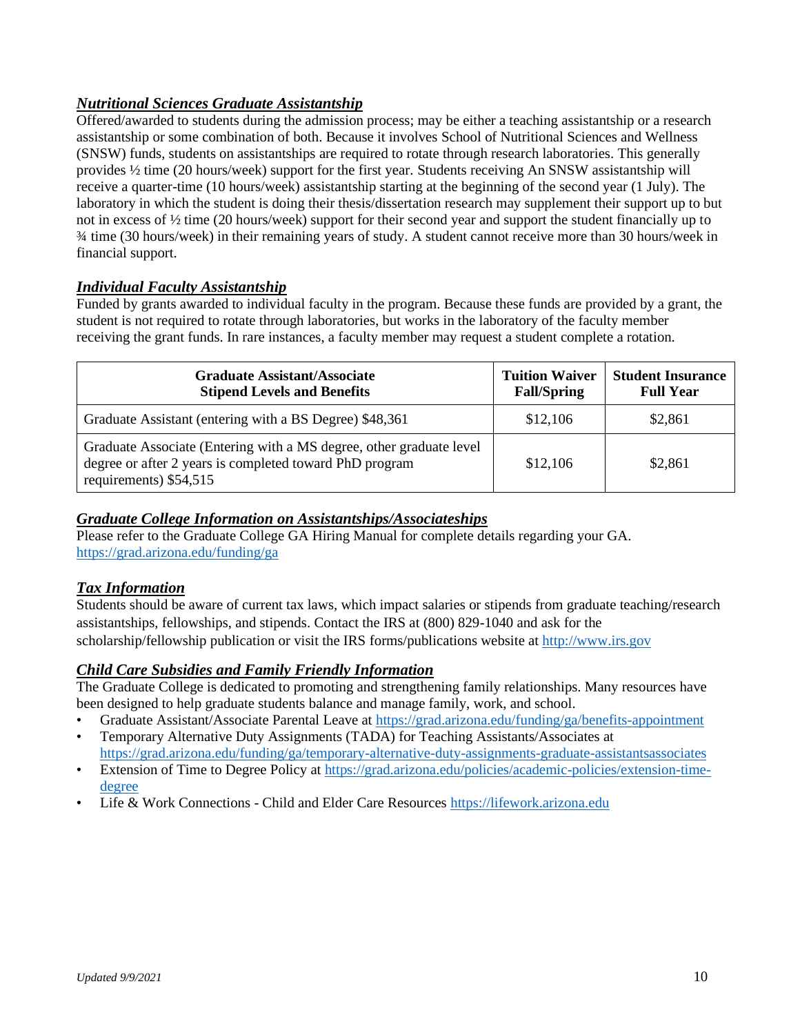### ***Nutritional Sciences Graduate Assistantship***

Offered/awarded to students during the admission process; may be either a teaching assistantship or a research assistantship or some combination of both. Because it involves School of Nutritional Sciences and Wellness (SNSW) funds, students on assistantships are required to rotate through research laboratories. This generally provides ½ time (20 hours/week) support for the first year. Students receiving An SNSW assistantship will receive a quarter-time (10 hours/week) assistantship starting at the beginning of the second year (1 July). The laboratory in which the student is doing their thesis/dissertation research may supplement their support up to but not in excess of ½ time (20 hours/week) support for their second year and support the student financially up to ¾ time (30 hours/week) in their remaining years of study. A student cannot receive more than 30 hours/week in financial support.

### ***Individual Faculty Assistantship***

Funded by grants awarded to individual faculty in the program. Because these funds are provided by a grant, the student is not required to rotate through laboratories, but works in the laboratory of the faculty member receiving the grant funds. In rare instances, a faculty member may request a student complete a rotation.

| Graduate Assistant/Associate Stipend Levels and Benefits | Tuition Waiver Fall/Spring | Student Insurance Full Year |
|---|---|---|
| Graduate Assistant (entering with a BS Degree) $48,361 | $12,106 | $2,861 |
| Graduate Associate (Entering with a MS degree, other graduate level degree or after 2 years is completed toward PhD program requirements) $54,515 | $12,106 | $2,861 |

### ***Graduate College Information on Assistantships/Associateships***

Please refer to the Graduate College GA Hiring Manual for complete details regarding your GA. https://grad.arizona.edu/funding/ga

### ***Tax Information***

Students should be aware of current tax laws, which impact salaries or stipends from graduate teaching/research assistantships, fellowships, and stipends. Contact the IRS at (800) 829-1040 and ask for the scholarship/fellowship publication or visit the IRS forms/publications website at http://www.irs.gov

### ***Child Care Subsidies and Family Friendly Information***

The Graduate College is dedicated to promoting and strengthening family relationships. Many resources have been designed to help graduate students balance and manage family, work, and school.

- Graduate Assistant/Associate Parental Leave at https://grad.arizona.edu/funding/ga/benefits-appointment
- Temporary Alternative Duty Assignments (TADA) for Teaching Assistants/Associates at https://grad.arizona.edu/funding/ga/temporary-alternative-duty-assignments-graduate-assistantsassociates
- Extension of Time to Degree Policy at https://grad.arizona.edu/policies/academic-policies/extension-time-degree
- Life & Work Connections - Child and Elder Care Resources https://lifework.arizona.edu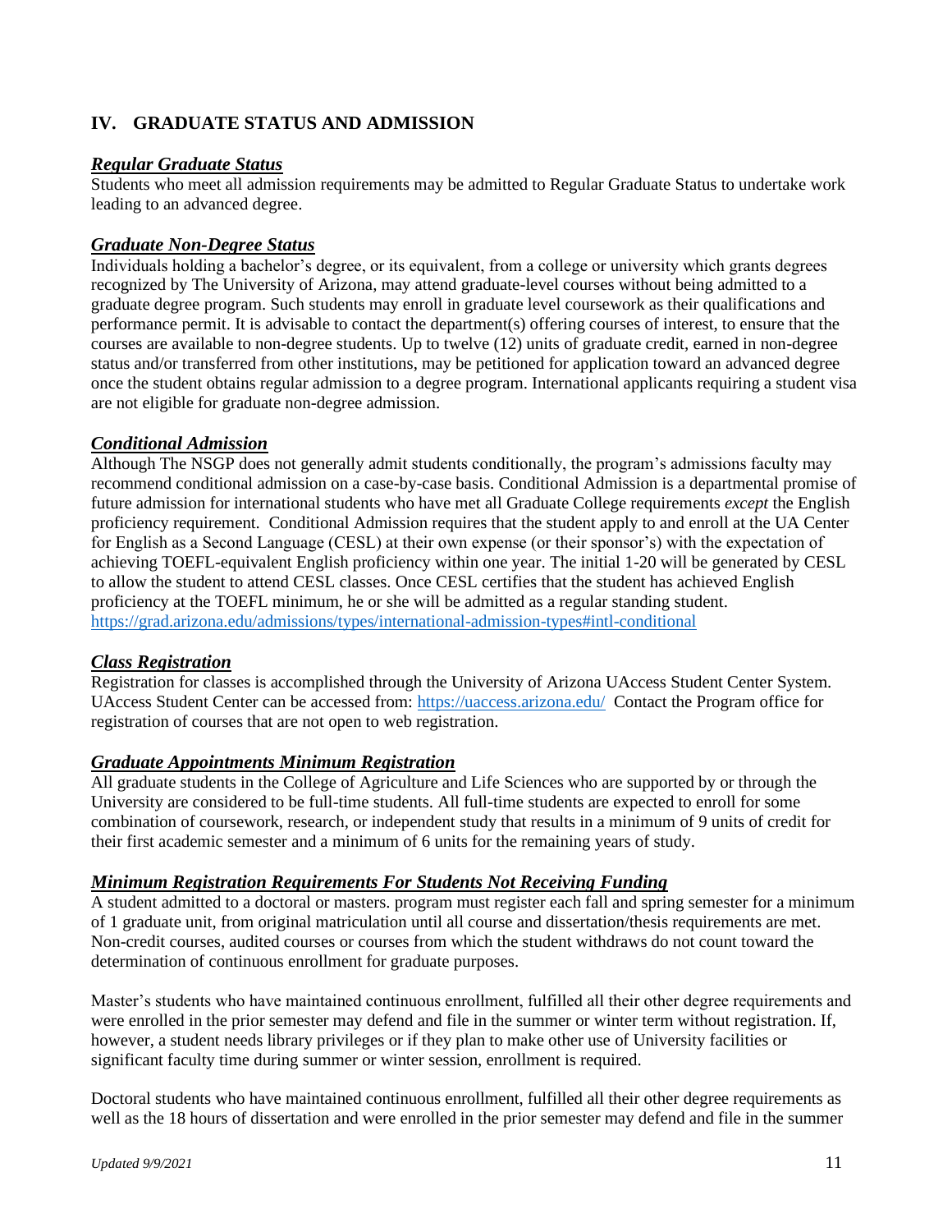## IV. GRADUATE STATUS AND ADMISSION

### ***Regular Graduate Status***

Students who meet all admission requirements may be admitted to Regular Graduate Status to undertake work leading to an advanced degree.

### ***Graduate Non-Degree Status***

Individuals holding a bachelor's degree, or its equivalent, from a college or university which grants degrees recognized by The University of Arizona, may attend graduate-level courses without being admitted to a graduate degree program. Such students may enroll in graduate level coursework as their qualifications and performance permit. It is advisable to contact the department(s) offering courses of interest, to ensure that the courses are available to non-degree students. Up to twelve (12) units of graduate credit, earned in non-degree status and/or transferred from other institutions, may be petitioned for application toward an advanced degree once the student obtains regular admission to a degree program. International applicants requiring a student visa are not eligible for graduate non-degree admission.

### ***Conditional Admission***

Although The NSGP does not generally admit students conditionally, the program's admissions faculty may recommend conditional admission on a case-by-case basis. Conditional Admission is a departmental promise of future admission for international students who have met all Graduate College requirements *except* the English proficiency requirement. Conditional Admission requires that the student apply to and enroll at the UA Center for English as a Second Language (CESL) at their own expense (or their sponsor's) with the expectation of achieving TOEFL-equivalent English proficiency within one year. The initial 1-20 will be generated by CESL to allow the student to attend CESL classes. Once CESL certifies that the student has achieved English proficiency at the TOEFL minimum, he or she will be admitted as a regular standing student. https://grad.arizona.edu/admissions/types/international-admission-types#intl-conditional

### ***Class Registration***

Registration for classes is accomplished through the University of Arizona UAccess Student Center System. UAccess Student Center can be accessed from: https://uaccess.arizona.edu/ Contact the Program office for registration of courses that are not open to web registration.

### ***Graduate Appointments Minimum Registration***

All graduate students in the College of Agriculture and Life Sciences who are supported by or through the University are considered to be full-time students. All full-time students are expected to enroll for some combination of coursework, research, or independent study that results in a minimum of 9 units of credit for their first academic semester and a minimum of 6 units for the remaining years of study.

### ***Minimum Registration Requirements For Students Not Receiving Funding***

A student admitted to a doctoral or masters. program must register each fall and spring semester for a minimum of 1 graduate unit, from original matriculation until all course and dissertation/thesis requirements are met. Non-credit courses, audited courses or courses from which the student withdraws do not count toward the determination of continuous enrollment for graduate purposes.

Master's students who have maintained continuous enrollment, fulfilled all their other degree requirements and were enrolled in the prior semester may defend and file in the summer or winter term without registration. If, however, a student needs library privileges or if they plan to make other use of University facilities or significant faculty time during summer or winter session, enrollment is required.

Doctoral students who have maintained continuous enrollment, fulfilled all their other degree requirements as well as the 18 hours of dissertation and were enrolled in the prior semester may defend and file in the summer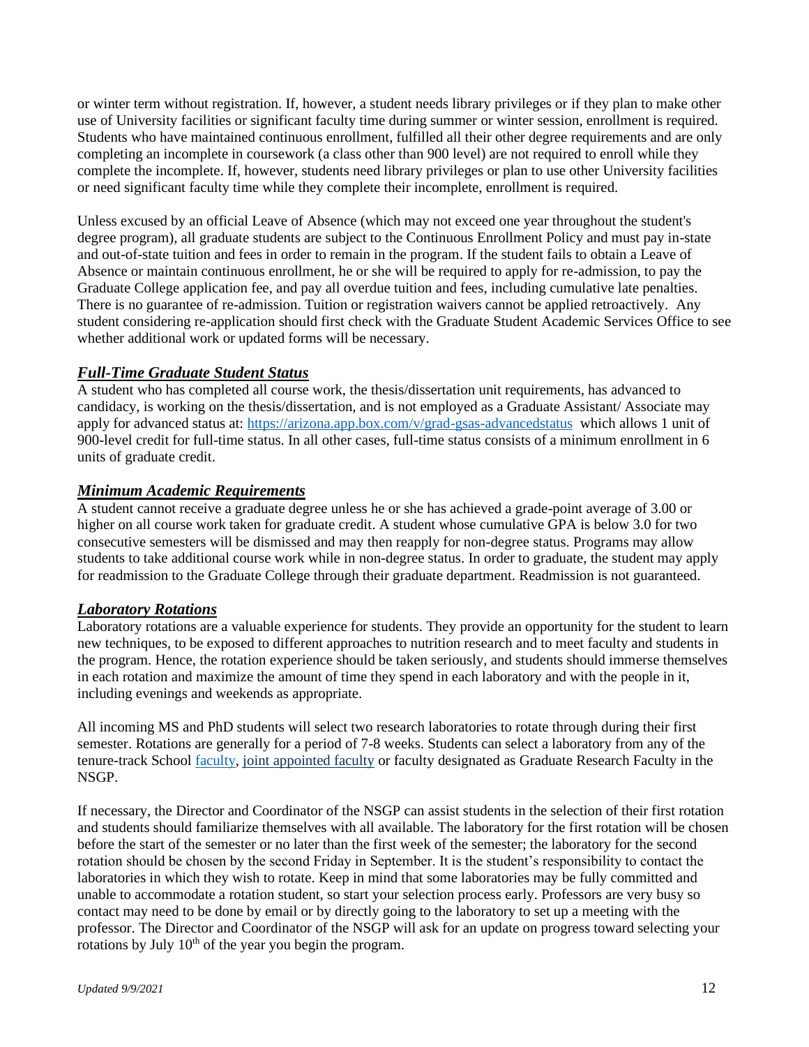or winter term without registration. If, however, a student needs library privileges or if they plan to make other use of University facilities or significant faculty time during summer or winter session, enrollment is required. Students who have maintained continuous enrollment, fulfilled all their other degree requirements and are only completing an incomplete in coursework (a class other than 900 level) are not required to enroll while they complete the incomplete. If, however, students need library privileges or plan to use other University facilities or need significant faculty time while they complete their incomplete, enrollment is required.

Unless excused by an official Leave of Absence (which may not exceed one year throughout the student's degree program), all graduate students are subject to the Continuous Enrollment Policy and must pay in-state and out-of-state tuition and fees in order to remain in the program. If the student fails to obtain a Leave of Absence or maintain continuous enrollment, he or she will be required to apply for re-admission, to pay the Graduate College application fee, and pay all overdue tuition and fees, including cumulative late penalties. There is no guarantee of re-admission. Tuition or registration waivers cannot be applied retroactively. Any student considering re-application should first check with the Graduate Student Academic Services Office to see whether additional work or updated forms will be necessary.

### ***Full-Time Graduate Student Status***

A student who has completed all course work, the thesis/dissertation unit requirements, has advanced to candidacy, is working on the thesis/dissertation, and is not employed as a Graduate Assistant/ Associate may apply for advanced status at: [https://arizona.app.box.com/v/grad-gsas-advancedstatus](https://arizona.app.box.com/v/grad-gsas-advancedstatus) which allows 1 unit of 900-level credit for full-time status. In all other cases, full-time status consists of a minimum enrollment in 6 units of graduate credit.

### ***Minimum Academic Requirements***

A student cannot receive a graduate degree unless he or she has achieved a grade-point average of 3.00 or higher on all course work taken for graduate credit. A student whose cumulative GPA is below 3.0 for two consecutive semesters will be dismissed and may then reapply for non-degree status. Programs may allow students to take additional course work while in non-degree status. In order to graduate, the student may apply for readmission to the Graduate College through their graduate department. Readmission is not guaranteed.

### ***Laboratory Rotations***

Laboratory rotations are a valuable experience for students. They provide an opportunity for the student to learn new techniques, to be exposed to different approaches to nutrition research and to meet faculty and students in the program. Hence, the rotation experience should be taken seriously, and students should immerse themselves in each rotation and maximize the amount of time they spend in each laboratory and with the people in it, including evenings and weekends as appropriate.

All incoming MS and PhD students will select two research laboratories to rotate through during their first semester. Rotations are generally for a period of 7-8 weeks. Students can select a laboratory from any of the tenure-track School faculty, joint appointed faculty or faculty designated as Graduate Research Faculty in the NSGP.

If necessary, the Director and Coordinator of the NSGP can assist students in the selection of their first rotation and students should familiarize themselves with all available. The laboratory for the first rotation will be chosen before the start of the semester or no later than the first week of the semester; the laboratory for the second rotation should be chosen by the second Friday in September. It is the student's responsibility to contact the laboratories in which they wish to rotate. Keep in mind that some laboratories may be fully committed and unable to accommodate a rotation student, so start your selection process early. Professors are very busy so contact may need to be done by email or by directly going to the laboratory to set up a meeting with the professor. The Director and Coordinator of the NSGP will ask for an update on progress toward selecting your rotations by July 10th of the year you begin the program.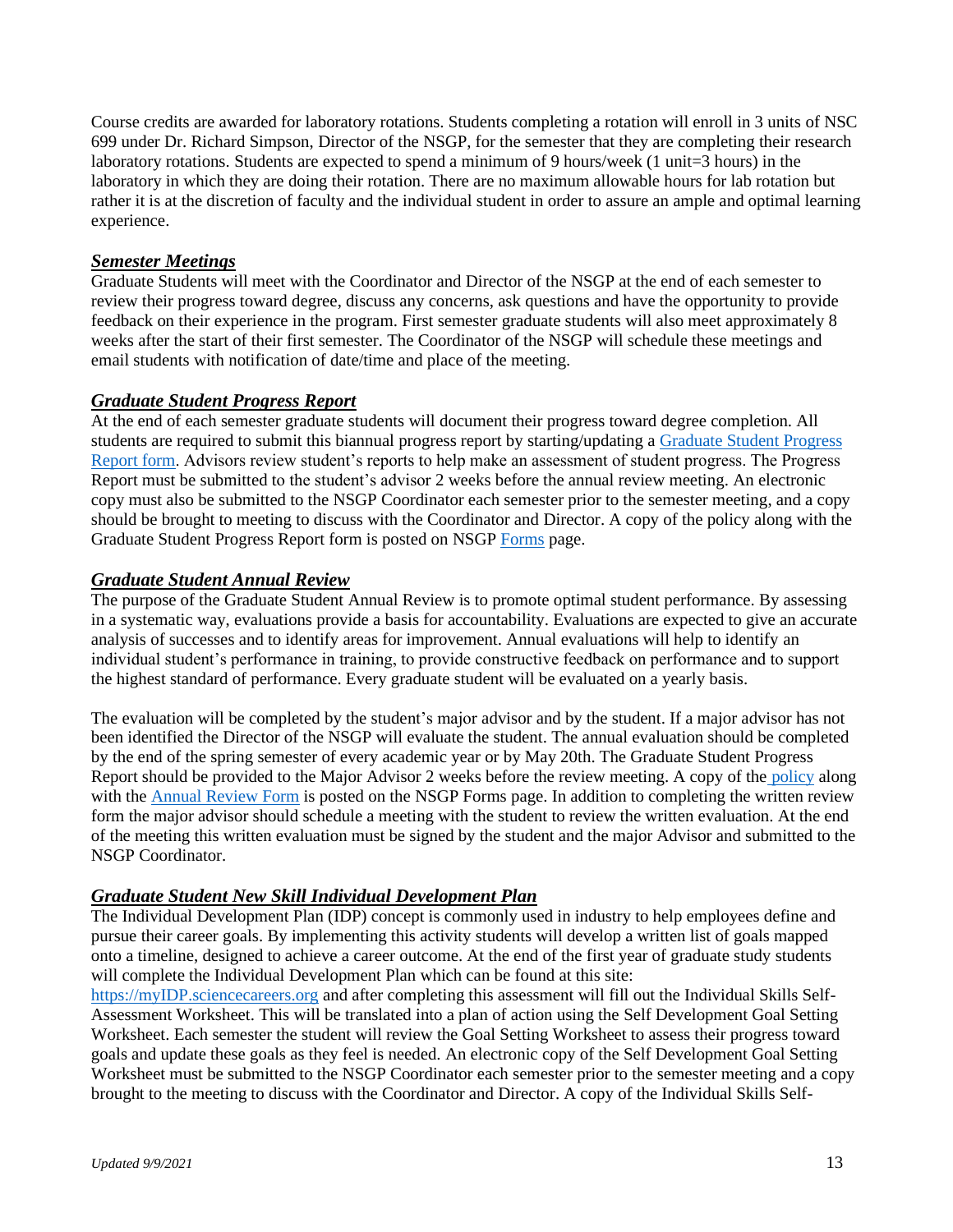Course credits are awarded for laboratory rotations. Students completing a rotation will enroll in 3 units of NSC 699 under Dr. Richard Simpson, Director of the NSGP, for the semester that they are completing their research laboratory rotations. Students are expected to spend a minimum of 9 hours/week (1 unit=3 hours) in the laboratory in which they are doing their rotation. There are no maximum allowable hours for lab rotation but rather it is at the discretion of faculty and the individual student in order to assure an ample and optimal learning experience.

### ***Semester Meetings***

Graduate Students will meet with the Coordinator and Director of the NSGP at the end of each semester to review their progress toward degree, discuss any concerns, ask questions and have the opportunity to provide feedback on their experience in the program. First semester graduate students will also meet approximately 8 weeks after the start of their first semester. The Coordinator of the NSGP will schedule these meetings and email students with notification of date/time and place of the meeting.

### ***Graduate Student Progress Report***

At the end of each semester graduate students will document their progress toward degree completion. All students are required to submit this biannual progress report by starting/updating a [Graduate Student Progress Report form](). Advisors review student's reports to help make an assessment of student progress. The Progress Report must be submitted to the student's advisor 2 weeks before the annual review meeting. An electronic copy must also be submitted to the NSGP Coordinator each semester prior to the semester meeting, and a copy should be brought to meeting to discuss with the Coordinator and Director. A copy of the policy along with the Graduate Student Progress Report form is posted on NSGP [Forms]() page.

### ***Graduate Student Annual Review***

The purpose of the Graduate Student Annual Review is to promote optimal student performance. By assessing in a systematic way, evaluations provide a basis for accountability. Evaluations are expected to give an accurate analysis of successes and to identify areas for improvement. Annual evaluations will help to identify an individual student's performance in training, to provide constructive feedback on performance and to support the highest standard of performance. Every graduate student will be evaluated on a yearly basis.

The evaluation will be completed by the student's major advisor and by the student. If a major advisor has not been identified the Director of the NSGP will evaluate the student. The annual evaluation should be completed by the end of the spring semester of every academic year or by May 20th. The Graduate Student Progress Report should be provided to the Major Advisor 2 weeks before the review meeting. A copy of the [policy]() along with the [Annual Review Form]() is posted on the NSGP Forms page. In addition to completing the written review form the major advisor should schedule a meeting with the student to review the written evaluation. At the end of the meeting this written evaluation must be signed by the student and the major Advisor and submitted to the NSGP Coordinator.

### ***Graduate Student New Skill Individual Development Plan***

The Individual Development Plan (IDP) concept is commonly used in industry to help employees define and pursue their career goals. By implementing this activity students will develop a written list of goals mapped onto a timeline, designed to achieve a career outcome. At the end of the first year of graduate study students will complete the Individual Development Plan which can be found at this site: [https://myIDP.sciencecareers.org](https://myIDP.sciencecareers.org) and after completing this assessment will fill out the Individual Skills Self-Assessment Worksheet. This will be translated into a plan of action using the Self Development Goal Setting Worksheet. Each semester the student will review the Goal Setting Worksheet to assess their progress toward goals and update these goals as they feel is needed. An electronic copy of the Self Development Goal Setting Worksheet must be submitted to the NSGP Coordinator each semester prior to the semester meeting and a copy brought to the meeting to discuss with the Coordinator and Director. A copy of the Individual Skills Self-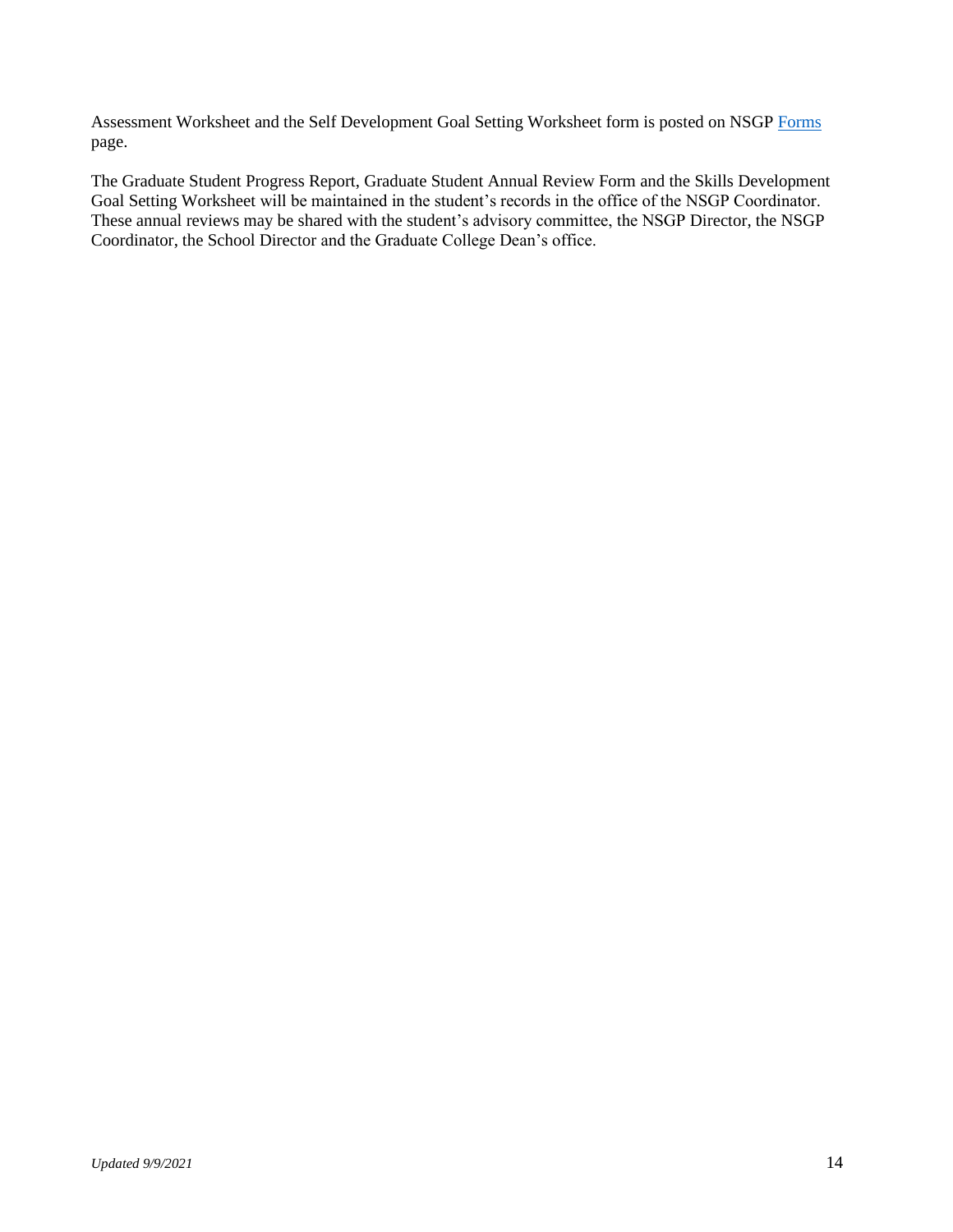Assessment Worksheet and the Self Development Goal Setting Worksheet form is posted on NSGP [Forms](Forms) page.

The Graduate Student Progress Report, Graduate Student Annual Review Form and the Skills Development Goal Setting Worksheet will be maintained in the student's records in the office of the NSGP Coordinator. These annual reviews may be shared with the student's advisory committee, the NSGP Director, the NSGP Coordinator, the School Director and the Graduate College Dean's office.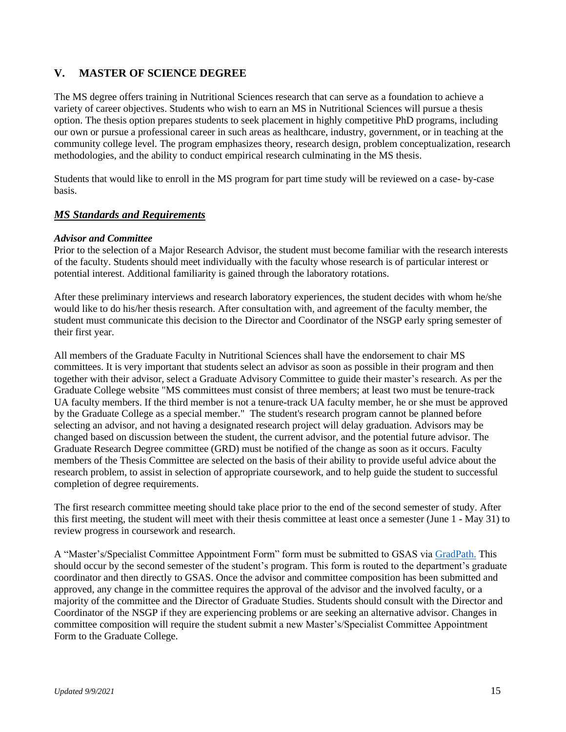## V. MASTER OF SCIENCE DEGREE

The MS degree offers training in Nutritional Sciences research that can serve as a foundation to achieve a variety of career objectives. Students who wish to earn an MS in Nutritional Sciences will pursue a thesis option. The thesis option prepares students to seek placement in highly competitive PhD programs, including our own or pursue a professional career in such areas as healthcare, industry, government, or in teaching at the community college level. The program emphasizes theory, research design, problem conceptualization, research methodologies, and the ability to conduct empirical research culminating in the MS thesis.

Students that would like to enroll in the MS program for part time study will be reviewed on a case- by-case basis.

### ***MS Standards and Requirements***

#### *Advisor and Committee*

Prior to the selection of a Major Research Advisor, the student must become familiar with the research interests of the faculty. Students should meet individually with the faculty whose research is of particular interest or potential interest. Additional familiarity is gained through the laboratory rotations.

After these preliminary interviews and research laboratory experiences, the student decides with whom he/she would like to do his/her thesis research. After consultation with, and agreement of the faculty member, the student must communicate this decision to the Director and Coordinator of the NSGP early spring semester of their first year.

All members of the Graduate Faculty in Nutritional Sciences shall have the endorsement to chair MS committees. It is very important that students select an advisor as soon as possible in their program and then together with their advisor, select a Graduate Advisory Committee to guide their master's research. As per the Graduate College website "MS committees must consist of three members; at least two must be tenure-track UA faculty members. If the third member is not a tenure-track UA faculty member, he or she must be approved by the Graduate College as a special member." The student's research program cannot be planned before selecting an advisor, and not having a designated research project will delay graduation. Advisors may be changed based on discussion between the student, the current advisor, and the potential future advisor. The Graduate Research Degree committee (GRD) must be notified of the change as soon as it occurs. Faculty members of the Thesis Committee are selected on the basis of their ability to provide useful advice about the research problem, to assist in selection of appropriate coursework, and to help guide the student to successful completion of degree requirements.

The first research committee meeting should take place prior to the end of the second semester of study. After this first meeting, the student will meet with their thesis committee at least once a semester (June 1 - May 31) to review progress in coursework and research.

A "Master's/Specialist Committee Appointment Form" form must be submitted to GSAS via GradPath. This should occur by the second semester of the student's program. This form is routed to the department's graduate coordinator and then directly to GSAS. Once the advisor and committee composition has been submitted and approved, any change in the committee requires the approval of the advisor and the involved faculty, or a majority of the committee and the Director of Graduate Studies. Students should consult with the Director and Coordinator of the NSGP if they are experiencing problems or are seeking an alternative advisor. Changes in committee composition will require the student submit a new Master's/Specialist Committee Appointment Form to the Graduate College.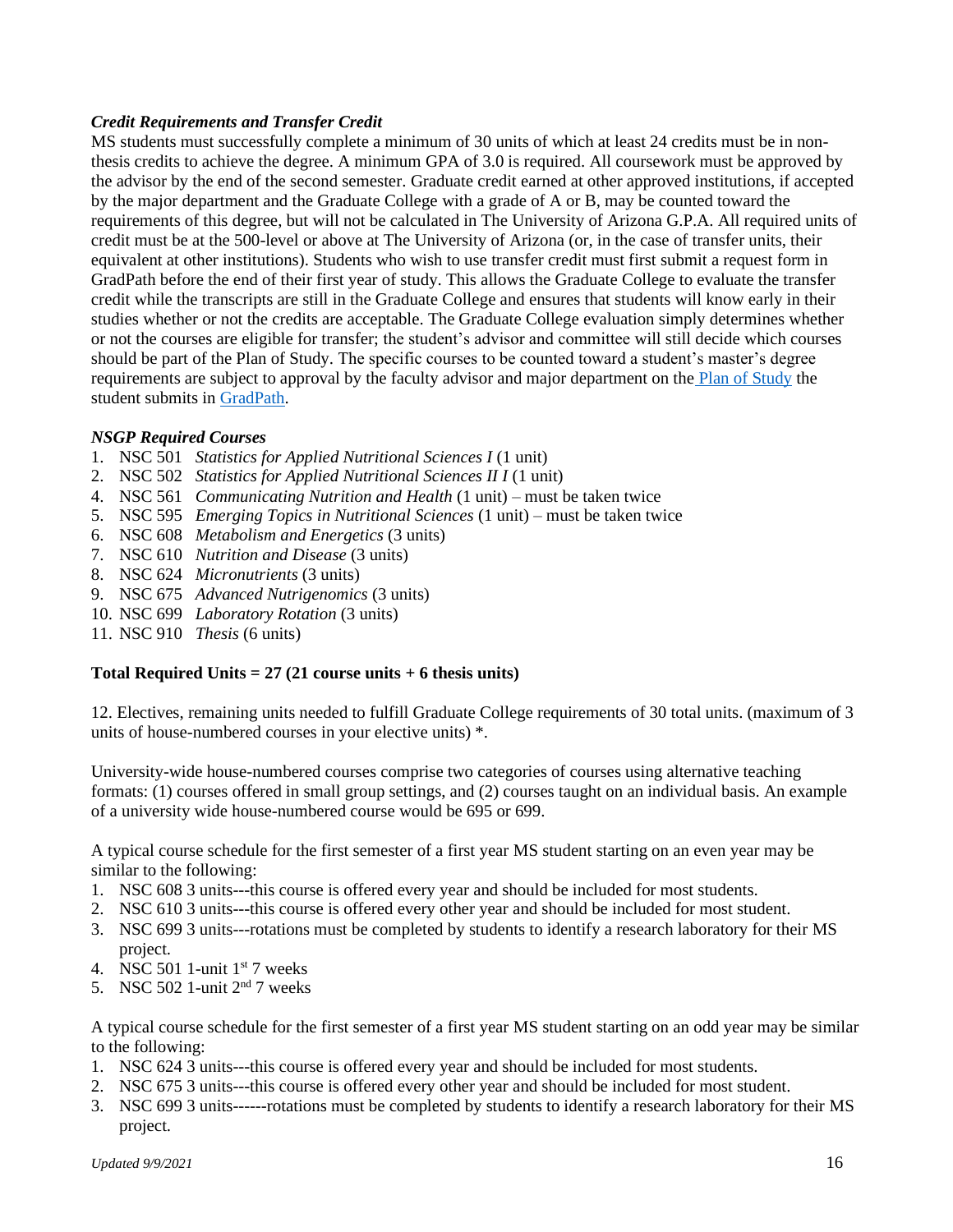### *Credit Requirements and Transfer Credit*

MS students must successfully complete a minimum of 30 units of which at least 24 credits must be in non-thesis credits to achieve the degree. A minimum GPA of 3.0 is required. All coursework must be approved by the advisor by the end of the second semester. Graduate credit earned at other approved institutions, if accepted by the major department and the Graduate College with a grade of A or B, may be counted toward the requirements of this degree, but will not be calculated in The University of Arizona G.P.A. All required units of credit must be at the 500-level or above at The University of Arizona (or, in the case of transfer units, their equivalent at other institutions). Students who wish to use transfer credit must first submit a request form in GradPath before the end of their first year of study. This allows the Graduate College to evaluate the transfer credit while the transcripts are still in the Graduate College and ensures that students will know early in their studies whether or not the credits are acceptable. The Graduate College evaluation simply determines whether or not the courses are eligible for transfer; the student's advisor and committee will still decide which courses should be part of the Plan of Study. The specific courses to be counted toward a student's master's degree requirements are subject to approval by the faculty advisor and major department on the [Plan of Study]() the student submits in [GradPath]().

### *NSGP Required Courses*

1. NSC 501 *Statistics for Applied Nutritional Sciences I* (1 unit)
2. NSC 502 *Statistics for Applied Nutritional Sciences II I* (1 unit)
4. NSC 561 *Communicating Nutrition and Health* (1 unit) – must be taken twice
5. NSC 595 *Emerging Topics in Nutritional Sciences* (1 unit) – must be taken twice
6. NSC 608 *Metabolism and Energetics* (3 units)
7. NSC 610 *Nutrition and Disease* (3 units)
8. NSC 624 *Micronutrients* (3 units)
9. NSC 675 *Advanced Nutrigenomics* (3 units)
10. NSC 699 *Laboratory Rotation* (3 units)
11. NSC 910 *Thesis* (6 units)

**Total Required Units = 27 (21 course units + 6 thesis units)**

12. Electives, remaining units needed to fulfill Graduate College requirements of 30 total units. (maximum of 3 units of house-numbered courses in your elective units) *.

University-wide house-numbered courses comprise two categories of courses using alternative teaching formats: (1) courses offered in small group settings, and (2) courses taught on an individual basis. An example of a university wide house-numbered course would be 695 or 699.

A typical course schedule for the first semester of a first year MS student starting on an even year may be similar to the following:

1. NSC 608 3 units---this course is offered every year and should be included for most students.
2. NSC 610 3 units---this course is offered every other year and should be included for most student.
3. NSC 699 3 units---rotations must be completed by students to identify a research laboratory for their MS project.
4. NSC 501 1-unit 1st 7 weeks
5. NSC 502 1-unit 2nd 7 weeks

A typical course schedule for the first semester of a first year MS student starting on an odd year may be similar to the following:

1. NSC 624 3 units---this course is offered every year and should be included for most students.
2. NSC 675 3 units---this course is offered every other year and should be included for most student.
3. NSC 699 3 units------rotations must be completed by students to identify a research laboratory for their MS project.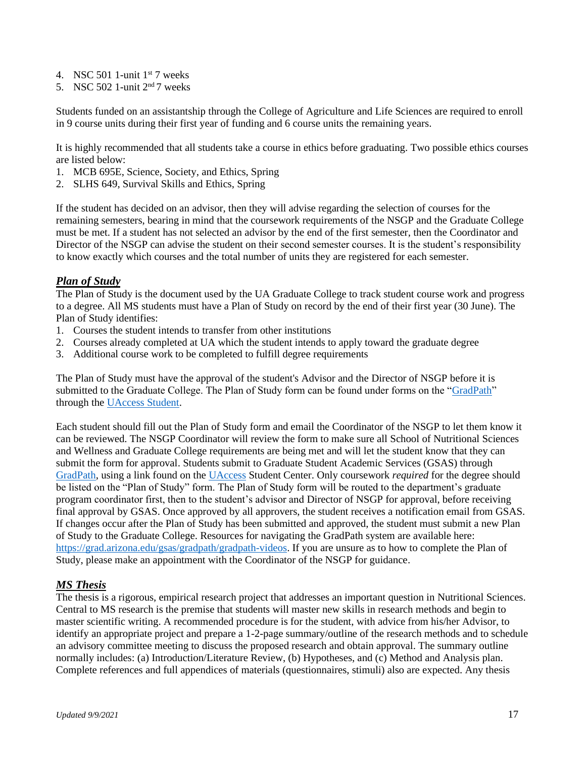4. NSC 501 1-unit 1st 7 weeks
5. NSC 502 1-unit 2nd 7 weeks

Students funded on an assistantship through the College of Agriculture and Life Sciences are required to enroll in 9 course units during their first year of funding and 6 course units the remaining years.

It is highly recommended that all students take a course in ethics before graduating. Two possible ethics courses are listed below:

1. MCB 695E, Science, Society, and Ethics, Spring
2. SLHS 649, Survival Skills and Ethics, Spring

If the student has decided on an advisor, then they will advise regarding the selection of courses for the remaining semesters, bearing in mind that the coursework requirements of the NSGP and the Graduate College must be met. If a student has not selected an advisor by the end of the first semester, then the Coordinator and Director of the NSGP can advise the student on their second semester courses. It is the student's responsibility to know exactly which courses and the total number of units they are registered for each semester.

### ***Plan of Study***

The Plan of Study is the document used by the UA Graduate College to track student course work and progress to a degree. All MS students must have a Plan of Study on record by the end of their first year (30 June). The Plan of Study identifies:

1. Courses the student intends to transfer from other institutions
2. Courses already completed at UA which the student intends to apply toward the graduate degree
3. Additional course work to be completed to fulfill degree requirements

The Plan of Study must have the approval of the student's Advisor and the Director of NSGP before it is submitted to the Graduate College. The Plan of Study form can be found under forms on the "GradPath" through the UAccess Student.

Each student should fill out the Plan of Study form and email the Coordinator of the NSGP to let them know it can be reviewed. The NSGP Coordinator will review the form to make sure all School of Nutritional Sciences and Wellness and Graduate College requirements are being met and will let the student know that they can submit the form for approval. Students submit to Graduate Student Academic Services (GSAS) through GradPath, using a link found on the UAccess Student Center. Only coursework *required* for the degree should be listed on the "Plan of Study" form. The Plan of Study form will be routed to the department's graduate program coordinator first, then to the student's advisor and Director of NSGP for approval, before receiving final approval by GSAS. Once approved by all approvers, the student receives a notification email from GSAS. If changes occur after the Plan of Study has been submitted and approved, the student must submit a new Plan of Study to the Graduate College. Resources for navigating the GradPath system are available here: https://grad.arizona.edu/gsas/gradpath/gradpath-videos. If you are unsure as to how to complete the Plan of Study, please make an appointment with the Coordinator of the NSGP for guidance.

### ***MS Thesis***

The thesis is a rigorous, empirical research project that addresses an important question in Nutritional Sciences. Central to MS research is the premise that students will master new skills in research methods and begin to master scientific writing. A recommended procedure is for the student, with advice from his/her Advisor, to identify an appropriate project and prepare a 1-2-page summary/outline of the research methods and to schedule an advisory committee meeting to discuss the proposed research and obtain approval. The summary outline normally includes: (a) Introduction/Literature Review, (b) Hypotheses, and (c) Method and Analysis plan. Complete references and full appendices of materials (questionnaires, stimuli) also are expected. Any thesis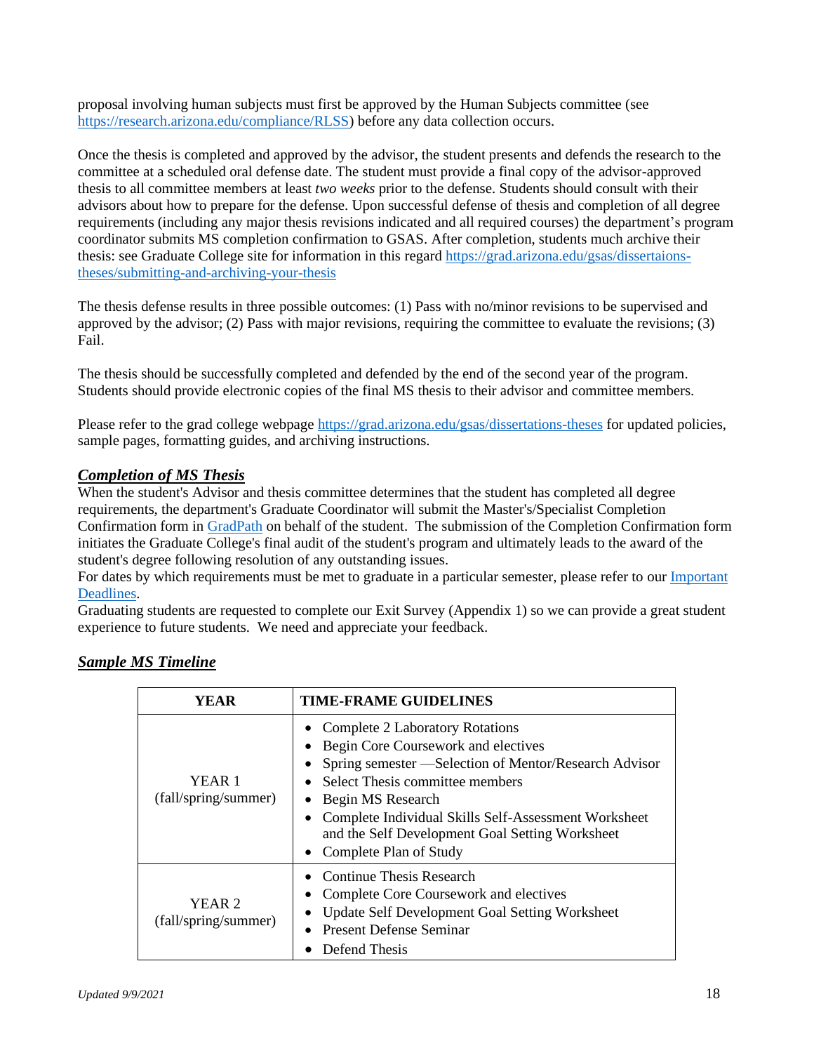proposal involving human subjects must first be approved by the Human Subjects committee (see https://research.arizona.edu/compliance/RLSS) before any data collection occurs.

Once the thesis is completed and approved by the advisor, the student presents and defends the research to the committee at a scheduled oral defense date. The student must provide a final copy of the advisor-approved thesis to all committee members at least *two weeks* prior to the defense. Students should consult with their advisors about how to prepare for the defense. Upon successful defense of thesis and completion of all degree requirements (including any major thesis revisions indicated and all required courses) the department's program coordinator submits MS completion confirmation to GSAS. After completion, students much archive their thesis: see Graduate College site for information in this regard https://grad.arizona.edu/gsas/dissertaions-theses/submitting-and-archiving-your-thesis

The thesis defense results in three possible outcomes: (1) Pass with no/minor revisions to be supervised and approved by the advisor; (2) Pass with major revisions, requiring the committee to evaluate the revisions; (3) Fail.

The thesis should be successfully completed and defended by the end of the second year of the program. Students should provide electronic copies of the final MS thesis to their advisor and committee members.

Please refer to the grad college webpage https://grad.arizona.edu/gsas/dissertations-theses for updated policies, sample pages, formatting guides, and archiving instructions.

### ***Completion of MS Thesis***

When the student's Advisor and thesis committee determines that the student has completed all degree requirements, the department's Graduate Coordinator will submit the Master's/Specialist Completion Confirmation form in GradPath on behalf of the student. The submission of the Completion Confirmation form initiates the Graduate College's final audit of the student's program and ultimately leads to the award of the student's degree following resolution of any outstanding issues.
For dates by which requirements must be met to graduate in a particular semester, please refer to our Important Deadlines.
Graduating students are requested to complete our Exit Survey (Appendix 1) so we can provide a great student experience to future students. We need and appreciate your feedback.

### ***Sample MS Timeline***

| YEAR | TIME-FRAME GUIDELINES |
|---|---|
| YEAR 1 (fall/spring/summer) | • Complete 2 Laboratory Rotations<br>• Begin Core Coursework and electives<br>• Spring semester —Selection of Mentor/Research Advisor<br>• Select Thesis committee members<br>• Begin MS Research<br>• Complete Individual Skills Self-Assessment Worksheet and the Self Development Goal Setting Worksheet<br>• Complete Plan of Study |
| YEAR 2 (fall/spring/summer) | • Continue Thesis Research<br>• Complete Core Coursework and electives<br>• Update Self Development Goal Setting Worksheet<br>• Present Defense Seminar<br>• Defend Thesis |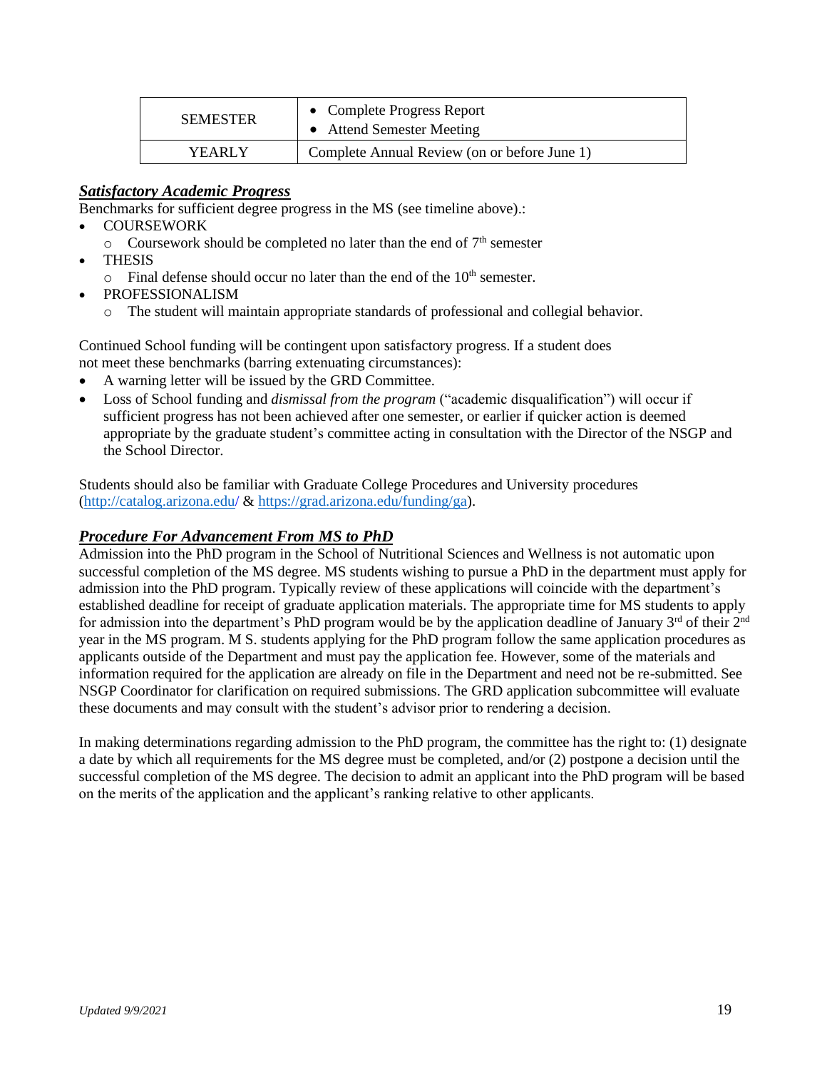| SEMESTER | • Complete Progress Report<br>• Attend Semester Meeting |
|---|---|
| YEARLY | Complete Annual Review (on or before June 1) |

### ***Satisfactory Academic Progress***

Benchmarks for sufficient degree progress in the MS (see timeline above).:

- COURSEWORK
  - Coursework should be completed no later than the end of 7th semester
- THESIS
  - Final defense should occur no later than the end of the 10th semester.
- PROFESSIONALISM
  - The student will maintain appropriate standards of professional and collegial behavior.

Continued School funding will be contingent upon satisfactory progress. If a student does not meet these benchmarks (barring extenuating circumstances):

- A warning letter will be issued by the GRD Committee.
- Loss of School funding and *dismissal from the program* ("academic disqualification") will occur if sufficient progress has not been achieved after one semester, or earlier if quicker action is deemed appropriate by the graduate student's committee acting in consultation with the Director of the NSGP and the School Director.

Students should also be familiar with Graduate College Procedures and University procedures (http://catalog.arizona.edu/ & https://grad.arizona.edu/funding/ga).

### ***Procedure For Advancement From MS to PhD***

Admission into the PhD program in the School of Nutritional Sciences and Wellness is not automatic upon successful completion of the MS degree. MS students wishing to pursue a PhD in the department must apply for admission into the PhD program. Typically review of these applications will coincide with the department's established deadline for receipt of graduate application materials. The appropriate time for MS students to apply for admission into the department's PhD program would be by the application deadline of January 3rd of their 2nd year in the MS program. M S. students applying for the PhD program follow the same application procedures as applicants outside of the Department and must pay the application fee. However, some of the materials and information required for the application are already on file in the Department and need not be re-submitted. See NSGP Coordinator for clarification on required submissions. The GRD application subcommittee will evaluate these documents and may consult with the student's advisor prior to rendering a decision.

In making determinations regarding admission to the PhD program, the committee has the right to: (1) designate a date by which all requirements for the MS degree must be completed, and/or (2) postpone a decision until the successful completion of the MS degree. The decision to admit an applicant into the PhD program will be based on the merits of the application and the applicant's ranking relative to other applicants.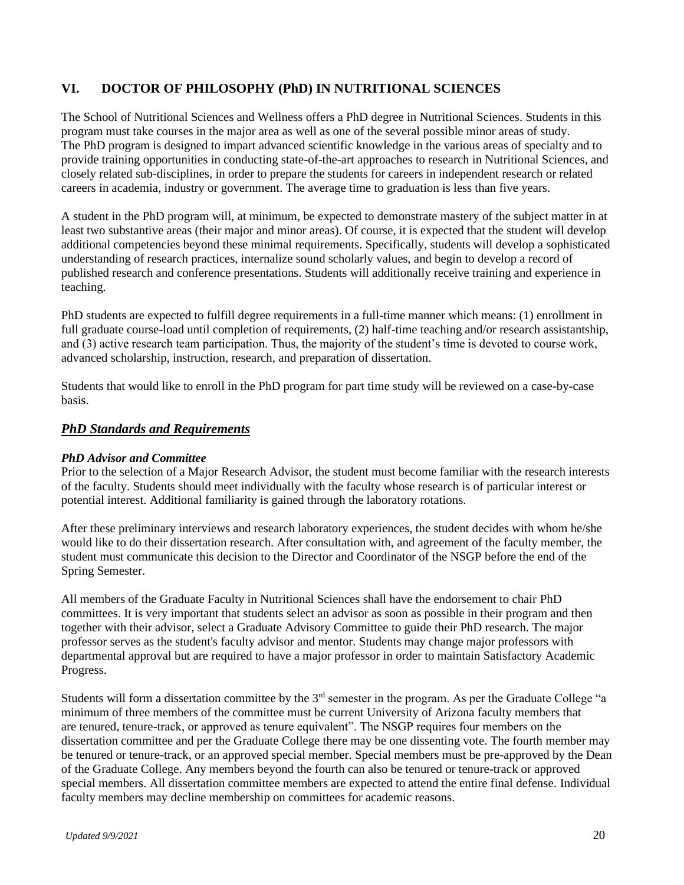## VI. DOCTOR OF PHILOSOPHY (PhD) IN NUTRITIONAL SCIENCES

The School of Nutritional Sciences and Wellness offers a PhD degree in Nutritional Sciences. Students in this program must take courses in the major area as well as one of the several possible minor areas of study. The PhD program is designed to impart advanced scientific knowledge in the various areas of specialty and to provide training opportunities in conducting state-of-the-art approaches to research in Nutritional Sciences, and closely related sub-disciplines, in order to prepare the students for careers in independent research or related careers in academia, industry or government. The average time to graduation is less than five years.

A student in the PhD program will, at minimum, be expected to demonstrate mastery of the subject matter in at least two substantive areas (their major and minor areas). Of course, it is expected that the student will develop additional competencies beyond these minimal requirements. Specifically, students will develop a sophisticated understanding of research practices, internalize sound scholarly values, and begin to develop a record of published research and conference presentations. Students will additionally receive training and experience in teaching.

PhD students are expected to fulfill degree requirements in a full-time manner which means: (1) enrollment in full graduate course-load until completion of requirements, (2) half-time teaching and/or research assistantship, and (3) active research team participation. Thus, the majority of the student's time is devoted to course work, advanced scholarship, instruction, research, and preparation of dissertation.

Students that would like to enroll in the PhD program for part time study will be reviewed on a case-by-case basis.

### ***PhD Standards and Requirements***

***PhD Advisor and Committee***

Prior to the selection of a Major Research Advisor, the student must become familiar with the research interests of the faculty. Students should meet individually with the faculty whose research is of particular interest or potential interest. Additional familiarity is gained through the laboratory rotations.

After these preliminary interviews and research laboratory experiences, the student decides with whom he/she would like to do their dissertation research. After consultation with, and agreement of the faculty member, the student must communicate this decision to the Director and Coordinator of the NSGP before the end of the Spring Semester.

All members of the Graduate Faculty in Nutritional Sciences shall have the endorsement to chair PhD committees. It is very important that students select an advisor as soon as possible in their program and then together with their advisor, select a Graduate Advisory Committee to guide their PhD research. The major professor serves as the student's faculty advisor and mentor. Students may change major professors with departmental approval but are required to have a major professor in order to maintain Satisfactory Academic Progress.

Students will form a dissertation committee by the 3rd semester in the program. As per the Graduate College "a minimum of three members of the committee must be current University of Arizona faculty members that are tenured, tenure-track, or approved as tenure equivalent". The NSGP requires four members on the dissertation committee and per the Graduate College there may be one dissenting vote. The fourth member may be tenured or tenure-track, or an approved special member. Special members must be pre-approved by the Dean of the Graduate College. Any members beyond the fourth can also be tenured or tenure-track or approved special members. All dissertation committee members are expected to attend the entire final defense. Individual faculty members may decline membership on committees for academic reasons.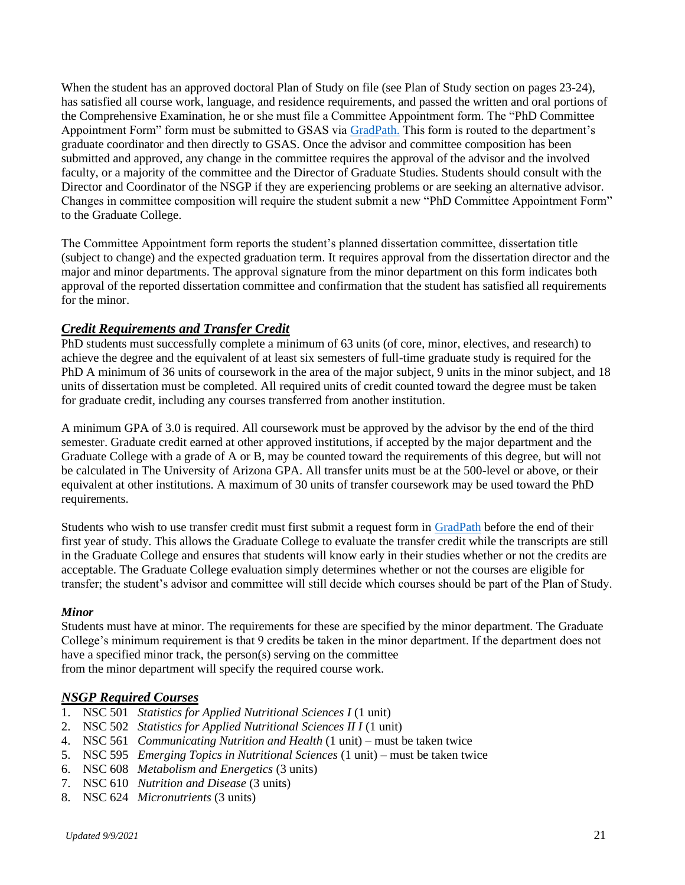When the student has an approved doctoral Plan of Study on file (see Plan of Study section on pages 23-24), has satisfied all course work, language, and residence requirements, and passed the written and oral portions of the Comprehensive Examination, he or she must file a Committee Appointment form. The "PhD Committee Appointment Form" form must be submitted to GSAS via [GradPath.](GradPath.) This form is routed to the department's graduate coordinator and then directly to GSAS. Once the advisor and committee composition has been submitted and approved, any change in the committee requires the approval of the advisor and the involved faculty, or a majority of the committee and the Director of Graduate Studies. Students should consult with the Director and Coordinator of the NSGP if they are experiencing problems or are seeking an alternative advisor. Changes in committee composition will require the student submit a new "PhD Committee Appointment Form" to the Graduate College.

The Committee Appointment form reports the student's planned dissertation committee, dissertation title (subject to change) and the expected graduation term. It requires approval from the dissertation director and the major and minor departments. The approval signature from the minor department on this form indicates both approval of the reported dissertation committee and confirmation that the student has satisfied all requirements for the minor.

### ***Credit Requirements and Transfer Credit***

PhD students must successfully complete a minimum of 63 units (of core, minor, electives, and research) to achieve the degree and the equivalent of at least six semesters of full-time graduate study is required for the PhD A minimum of 36 units of coursework in the area of the major subject, 9 units in the minor subject, and 18 units of dissertation must be completed. All required units of credit counted toward the degree must be taken for graduate credit, including any courses transferred from another institution.

A minimum GPA of 3.0 is required. All coursework must be approved by the advisor by the end of the third semester. Graduate credit earned at other approved institutions, if accepted by the major department and the Graduate College with a grade of A or B, may be counted toward the requirements of this degree, but will not be calculated in The University of Arizona GPA. All transfer units must be at the 500-level or above, or their equivalent at other institutions. A maximum of 30 units of transfer coursework may be used toward the PhD requirements.

Students who wish to use transfer credit must first submit a request form in GradPath before the end of their first year of study. This allows the Graduate College to evaluate the transfer credit while the transcripts are still in the Graduate College and ensures that students will know early in their studies whether or not the credits are acceptable. The Graduate College evaluation simply determines whether or not the courses are eligible for transfer; the student's advisor and committee will still decide which courses should be part of the Plan of Study.

#### ***Minor***

Students must have at minor. The requirements for these are specified by the minor department. The Graduate College's minimum requirement is that 9 credits be taken in the minor department. If the department does not have a specified minor track, the person(s) serving on the committee
from the minor department will specify the required course work.

### ***NSGP Required Courses***

1. NSC 501 *Statistics for Applied Nutritional Sciences I* (1 unit)
2. NSC 502 *Statistics for Applied Nutritional Sciences II I* (1 unit)
4. NSC 561 *Communicating Nutrition and Health* (1 unit) – must be taken twice
5. NSC 595 *Emerging Topics in Nutritional Sciences* (1 unit) – must be taken twice
6. NSC 608 *Metabolism and Energetics* (3 units)
7. NSC 610 *Nutrition and Disease* (3 units)
8. NSC 624 *Micronutrients* (3 units)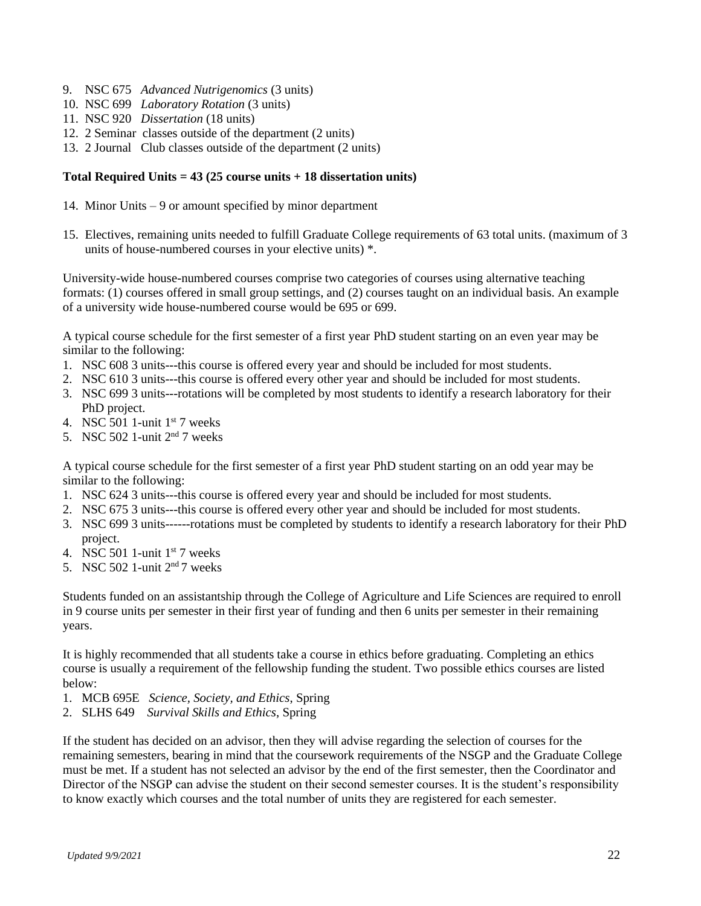9. NSC 675 *Advanced Nutrigenomics* (3 units)
10. NSC 699 *Laboratory Rotation* (3 units)
11. NSC 920 *Dissertation* (18 units)
12. 2 Seminar classes outside of the department (2 units)
13. 2 Journal Club classes outside of the department (2 units)

**Total Required Units = 43 (25 course units + 18 dissertation units)**

14. Minor Units – 9 or amount specified by minor department
15. Electives, remaining units needed to fulfill Graduate College requirements of 63 total units. (maximum of 3 units of house-numbered courses in your elective units) *.

University-wide house-numbered courses comprise two categories of courses using alternative teaching formats: (1) courses offered in small group settings, and (2) courses taught on an individual basis. An example of a university wide house-numbered course would be 695 or 699.

A typical course schedule for the first semester of a first year PhD student starting on an even year may be similar to the following:

1. NSC 608 3 units---this course is offered every year and should be included for most students.
2. NSC 610 3 units---this course is offered every other year and should be included for most students.
3. NSC 699 3 units---rotations will be completed by most students to identify a research laboratory for their PhD project.
4. NSC 501 1-unit 1st 7 weeks
5. NSC 502 1-unit 2nd 7 weeks

A typical course schedule for the first semester of a first year PhD student starting on an odd year may be similar to the following:

1. NSC 624 3 units---this course is offered every year and should be included for most students.
2. NSC 675 3 units---this course is offered every other year and should be included for most students.
3. NSC 699 3 units------rotations must be completed by students to identify a research laboratory for their PhD project.
4. NSC 501 1-unit 1st 7 weeks
5. NSC 502 1-unit 2nd 7 weeks

Students funded on an assistantship through the College of Agriculture and Life Sciences are required to enroll in 9 course units per semester in their first year of funding and then 6 units per semester in their remaining years.

It is highly recommended that all students take a course in ethics before graduating. Completing an ethics course is usually a requirement of the fellowship funding the student. Two possible ethics courses are listed below:

1. MCB 695E *Science, Society, and Ethics*, Spring
2. SLHS 649 *Survival Skills and Ethics*, Spring

If the student has decided on an advisor, then they will advise regarding the selection of courses for the remaining semesters, bearing in mind that the coursework requirements of the NSGP and the Graduate College must be met. If a student has not selected an advisor by the end of the first semester, then the Coordinator and Director of the NSGP can advise the student on their second semester courses. It is the student's responsibility to know exactly which courses and the total number of units they are registered for each semester.

*Updated 9/9/2021*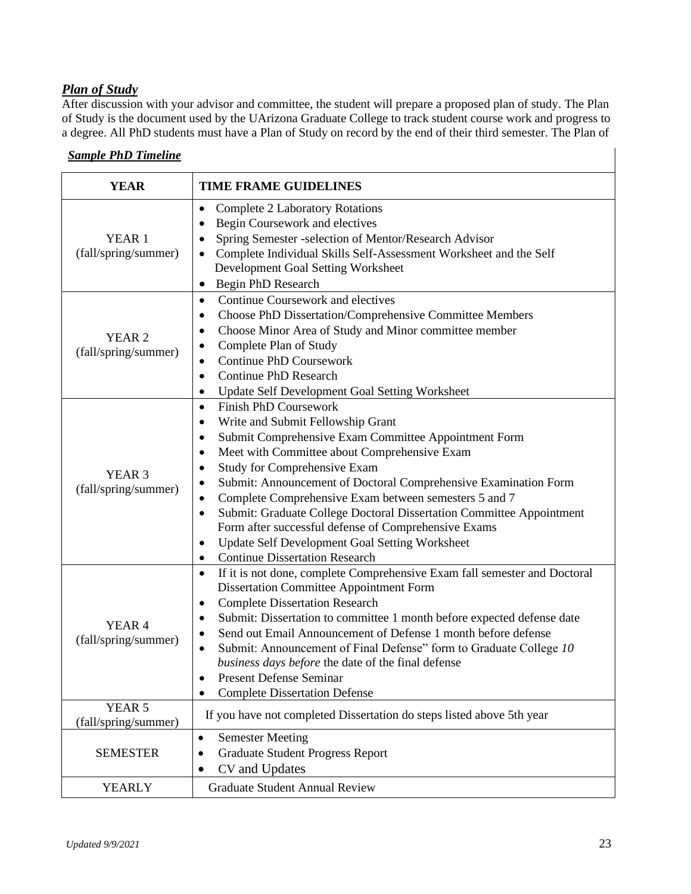***Plan of Study***

After discussion with your advisor and committee, the student will prepare a proposed plan of study. The Plan of Study is the document used by the UArizona Graduate College to track student course work and progress to a degree. All PhD students must have a Plan of Study on record by the end of their third semester. The Plan of

***Sample PhD Timeline***

| YEAR | TIME FRAME GUIDELINES |
|---|---|
| YEAR 1 (fall/spring/summer) | • Complete 2 Laboratory Rotations<br>• Begin Coursework and electives<br>• Spring Semester -selection of Mentor/Research Advisor<br>• Complete Individual Skills Self-Assessment Worksheet and the Self Development Goal Setting Worksheet<br>• Begin PhD Research |
| YEAR 2 (fall/spring/summer) | • Continue Coursework and electives<br>• Choose PhD Dissertation/Comprehensive Committee Members<br>• Choose Minor Area of Study and Minor committee member<br>• Complete Plan of Study<br>• Continue PhD Coursework<br>• Continue PhD Research<br>• Update Self Development Goal Setting Worksheet |
| YEAR 3 (fall/spring/summer) | • Finish PhD Coursework<br>• Write and Submit Fellowship Grant<br>• Submit Comprehensive Exam Committee Appointment Form<br>• Meet with Committee about Comprehensive Exam<br>• Study for Comprehensive Exam<br>• Submit: Announcement of Doctoral Comprehensive Examination Form<br>• Complete Comprehensive Exam between semesters 5 and 7<br>• Submit: Graduate College Doctoral Dissertation Committee Appointment Form after successful defense of Comprehensive Exams<br>• Update Self Development Goal Setting Worksheet<br>• Continue Dissertation Research |
| YEAR 4 (fall/spring/summer) | • If it is not done, complete Comprehensive Exam fall semester and Doctoral Dissertation Committee Appointment Form<br>• Complete Dissertation Research<br>• Submit: Dissertation to committee 1 month before expected defense date<br>• Send out Email Announcement of Defense 1 month before defense<br>• Submit: Announcement of Final Defense" form to Graduate College *10 business days before* the date of the final defense<br>• Present Defense Seminar<br>• Complete Dissertation Defense |
| YEAR 5 (fall/spring/summer) | If you have not completed Dissertation do steps listed above 5th year |
| SEMESTER | • Semester Meeting<br>• Graduate Student Progress Report<br>• CV and Updates |
| YEARLY | Graduate Student Annual Review |

*Updated 9/9/2021*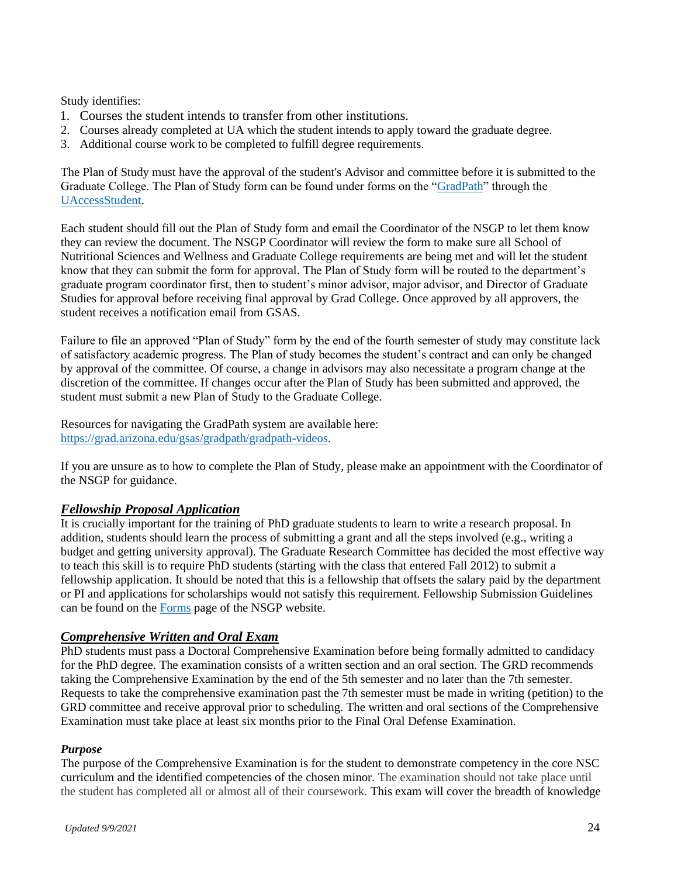Study identifies:

1. Courses the student intends to transfer from other institutions.
2. Courses already completed at UA which the student intends to apply toward the graduate degree.
3. Additional course work to be completed to fulfill degree requirements.

The Plan of Study must have the approval of the student's Advisor and committee before it is submitted to the Graduate College. The Plan of Study form can be found under forms on the "GradPath" through the UAccessStudent.

Each student should fill out the Plan of Study form and email the Coordinator of the NSGP to let them know they can review the document. The NSGP Coordinator will review the form to make sure all School of Nutritional Sciences and Wellness and Graduate College requirements are being met and will let the student know that they can submit the form for approval. The Plan of Study form will be routed to the department's graduate program coordinator first, then to student's minor advisor, major advisor, and Director of Graduate Studies for approval before receiving final approval by Grad College. Once approved by all approvers, the student receives a notification email from GSAS.

Failure to file an approved "Plan of Study" form by the end of the fourth semester of study may constitute lack of satisfactory academic progress. The Plan of study becomes the student's contract and can only be changed by approval of the committee. Of course, a change in advisors may also necessitate a program change at the discretion of the committee. If changes occur after the Plan of Study has been submitted and approved, the student must submit a new Plan of Study to the Graduate College.

Resources for navigating the GradPath system are available here: https://grad.arizona.edu/gsas/gradpath/gradpath-videos.

If you are unsure as to how to complete the Plan of Study, please make an appointment with the Coordinator of the NSGP for guidance.

### ***Fellowship Proposal Application***

It is crucially important for the training of PhD graduate students to learn to write a research proposal. In addition, students should learn the process of submitting a grant and all the steps involved (e.g., writing a budget and getting university approval). The Graduate Research Committee has decided the most effective way to teach this skill is to require PhD students (starting with the class that entered Fall 2012) to submit a fellowship application. It should be noted that this is a fellowship that offsets the salary paid by the department or PI and applications for scholarships would not satisfy this requirement. Fellowship Submission Guidelines can be found on the Forms page of the NSGP website.

### ***Comprehensive Written and Oral Exam***

PhD students must pass a Doctoral Comprehensive Examination before being formally admitted to candidacy for the PhD degree. The examination consists of a written section and an oral section. The GRD recommends taking the Comprehensive Examination by the end of the 5th semester and no later than the 7th semester. Requests to take the comprehensive examination past the 7th semester must be made in writing (petition) to the GRD committee and receive approval prior to scheduling. The written and oral sections of the Comprehensive Examination must take place at least six months prior to the Final Oral Defense Examination.

#### ***Purpose***

The purpose of the Comprehensive Examination is for the student to demonstrate competency in the core NSC curriculum and the identified competencies of the chosen minor. The examination should not take place until the student has completed all or almost all of their coursework. This exam will cover the breadth of knowledge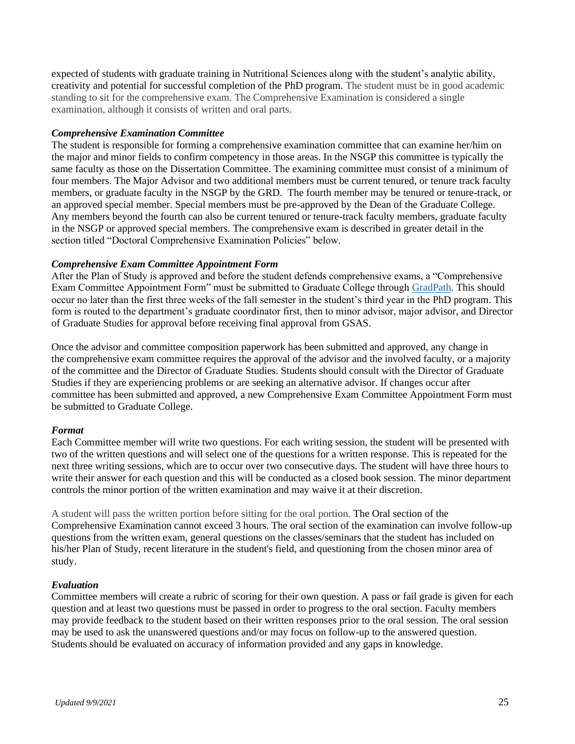expected of students with graduate training in Nutritional Sciences along with the student's analytic ability, creativity and potential for successful completion of the PhD program. The student must be in good academic standing to sit for the comprehensive exam. The Comprehensive Examination is considered a single examination, although it consists of written and oral parts.

### *Comprehensive Examination Committee*

The student is responsible for forming a comprehensive examination committee that can examine her/him on the major and minor fields to confirm competency in those areas. In the NSGP this committee is typically the same faculty as those on the Dissertation Committee. The examining committee must consist of a minimum of four members. The Major Advisor and two additional members must be current tenured, or tenure track faculty members, or graduate faculty in the NSGP by the GRD. The fourth member may be tenured or tenure-track, or an approved special member. Special members must be pre-approved by the Dean of the Graduate College. Any members beyond the fourth can also be current tenured or tenure-track faculty members, graduate faculty in the NSGP or approved special members. The comprehensive exam is described in greater detail in the section titled "Doctoral Comprehensive Examination Policies" below.

### *Comprehensive Exam Committee Appointment Form*

After the Plan of Study is approved and before the student defends comprehensive exams, a "Comprehensive Exam Committee Appointment Form" must be submitted to Graduate College through GradPath. This should occur no later than the first three weeks of the fall semester in the student's third year in the PhD program. This form is routed to the department's graduate coordinator first, then to minor advisor, major advisor, and Director of Graduate Studies for approval before receiving final approval from GSAS.

Once the advisor and committee composition paperwork has been submitted and approved, any change in the comprehensive exam committee requires the approval of the advisor and the involved faculty, or a majority of the committee and the Director of Graduate Studies. Students should consult with the Director of Graduate Studies if they are experiencing problems or are seeking an alternative advisor. If changes occur after committee has been submitted and approved, a new Comprehensive Exam Committee Appointment Form must be submitted to Graduate College.

### *Format*

Each Committee member will write two questions. For each writing session, the student will be presented with two of the written questions and will select one of the questions for a written response. This is repeated for the next three writing sessions, which are to occur over two consecutive days. The student will have three hours to write their answer for each question and this will be conducted as a closed book session. The minor department controls the minor portion of the written examination and may waive it at their discretion.

A student will pass the written portion before sitting for the oral portion. The Oral section of the Comprehensive Examination cannot exceed 3 hours. The oral section of the examination can involve follow-up questions from the written exam, general questions on the classes/seminars that the student has included on his/her Plan of Study, recent literature in the student's field, and questioning from the chosen minor area of study.

### *Evaluation*

Committee members will create a rubric of scoring for their own question. A pass or fail grade is given for each question and at least two questions must be passed in order to progress to the oral section. Faculty members may provide feedback to the student based on their written responses prior to the oral session. The oral session may be used to ask the unanswered questions and/or may focus on follow-up to the answered question. Students should be evaluated on accuracy of information provided and any gaps in knowledge.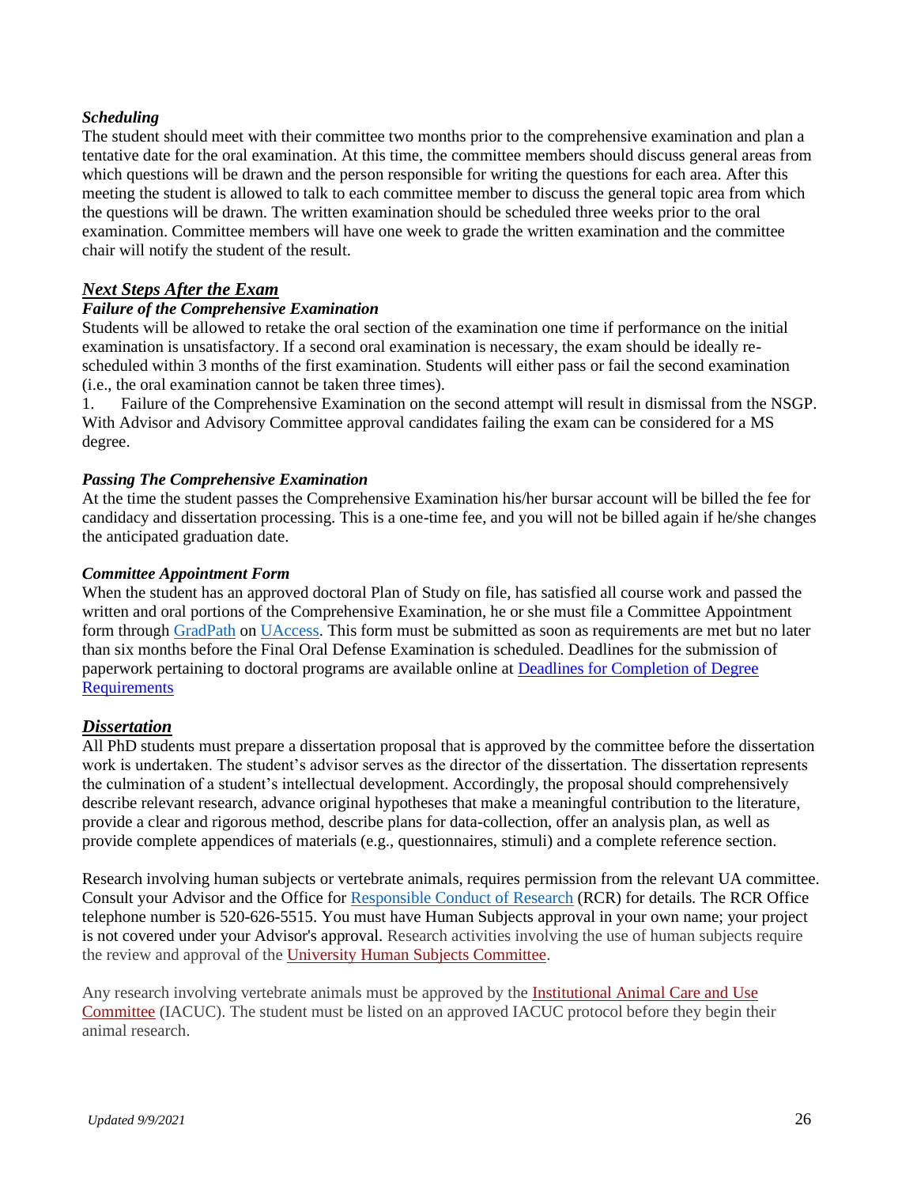### *Scheduling*

The student should meet with their committee two months prior to the comprehensive examination and plan a tentative date for the oral examination. At this time, the committee members should discuss general areas from which questions will be drawn and the person responsible for writing the questions for each area. After this meeting the student is allowed to talk to each committee member to discuss the general topic area from which the questions will be drawn. The written examination should be scheduled three weeks prior to the oral examination. Committee members will have one week to grade the written examination and the committee chair will notify the student of the result.

## *Next Steps After the Exam*

### *Failure of the Comprehensive Examination*

Students will be allowed to retake the oral section of the examination one time if performance on the initial examination is unsatisfactory. If a second oral examination is necessary, the exam should be ideally re-scheduled within 3 months of the first examination. Students will either pass or fail the second examination (i.e., the oral examination cannot be taken three times).

1. Failure of the Comprehensive Examination on the second attempt will result in dismissal from the NSGP. With Advisor and Advisory Committee approval candidates failing the exam can be considered for a MS degree.

### *Passing The Comprehensive Examination*

At the time the student passes the Comprehensive Examination his/her bursar account will be billed the fee for candidacy and dissertation processing. This is a one-time fee, and you will not be billed again if he/she changes the anticipated graduation date.

### *Committee Appointment Form*

When the student has an approved doctoral Plan of Study on file, has satisfied all course work and passed the written and oral portions of the Comprehensive Examination, he or she must file a Committee Appointment form through GradPath on UAccess. This form must be submitted as soon as requirements are met but no later than six months before the Final Oral Defense Examination is scheduled. Deadlines for the submission of paperwork pertaining to doctoral programs are available online at Deadlines for Completion of Degree Requirements

## *Dissertation*

All PhD students must prepare a dissertation proposal that is approved by the committee before the dissertation work is undertaken. The student's advisor serves as the director of the dissertation. The dissertation represents the culmination of a student's intellectual development. Accordingly, the proposal should comprehensively describe relevant research, advance original hypotheses that make a meaningful contribution to the literature, provide a clear and rigorous method, describe plans for data-collection, offer an analysis plan, as well as provide complete appendices of materials (e.g., questionnaires, stimuli) and a complete reference section.

Research involving human subjects or vertebrate animals, requires permission from the relevant UA committee. Consult your Advisor and the Office for Responsible Conduct of Research (RCR) for details. The RCR Office telephone number is 520-626-5515. You must have Human Subjects approval in your own name; your project is not covered under your Advisor's approval. Research activities involving the use of human subjects require the review and approval of the University Human Subjects Committee.

Any research involving vertebrate animals must be approved by the Institutional Animal Care and Use Committee (IACUC). The student must be listed on an approved IACUC protocol before they begin their animal research.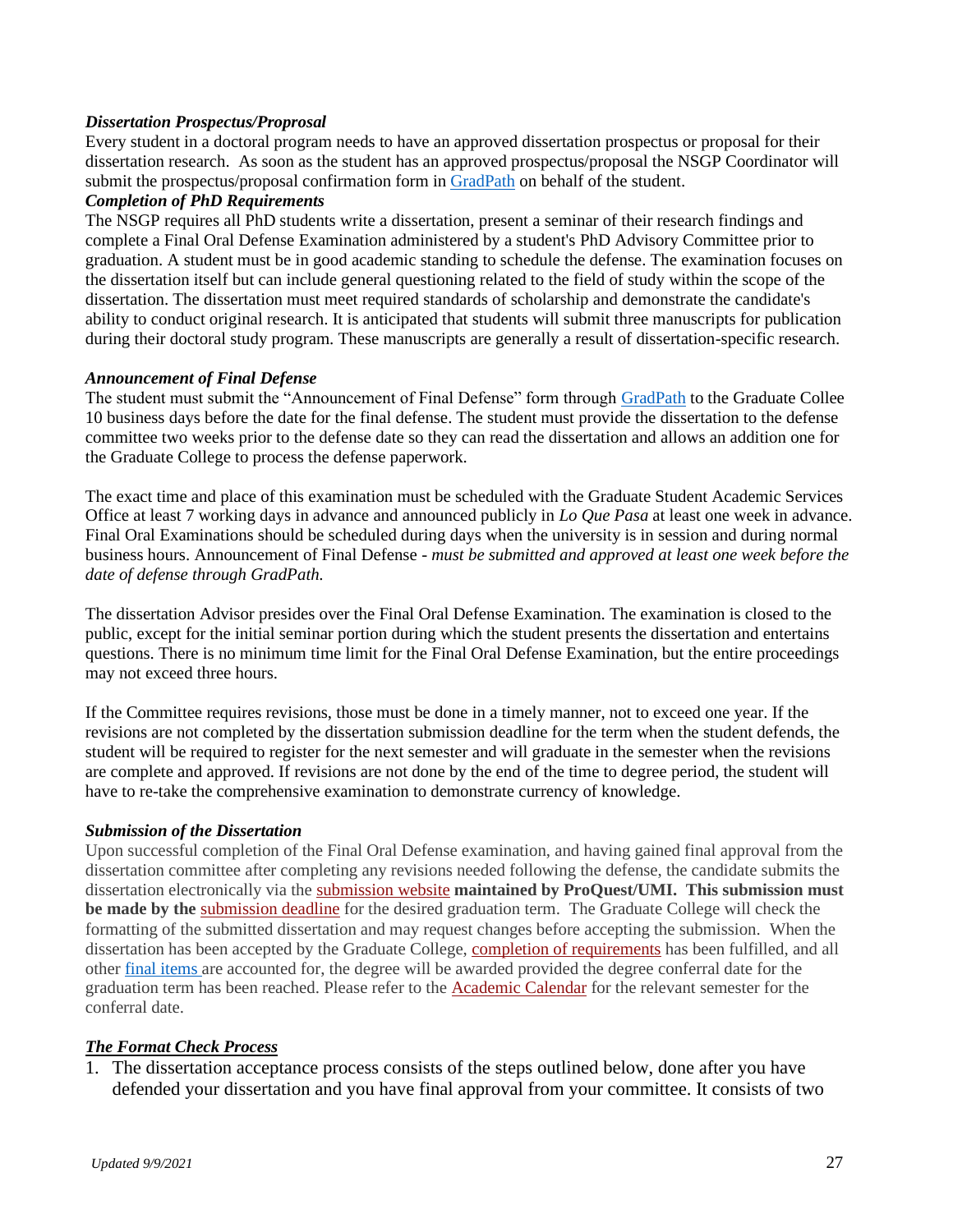***Dissertation Prospectus/Proposal***

Every student in a doctoral program needs to have an approved dissertation prospectus or proposal for their dissertation research. As soon as the student has an approved prospectus/proposal the NSGP Coordinator will submit the prospectus/proposal confirmation form in [GradPath]() on behalf of the student.

***Completion of PhD Requirements***

The NSGP requires all PhD students write a dissertation, present a seminar of their research findings and complete a Final Oral Defense Examination administered by a student's PhD Advisory Committee prior to graduation. A student must be in good academic standing to schedule the defense. The examination focuses on the dissertation itself but can include general questioning related to the field of study within the scope of the dissertation. The dissertation must meet required standards of scholarship and demonstrate the candidate's ability to conduct original research. It is anticipated that students will submit three manuscripts for publication during their doctoral study program. These manuscripts are generally a result of dissertation-specific research.

***Announcement of Final Defense***

The student must submit the "Announcement of Final Defense" form through [GradPath]() to the Graduate Collee 10 business days before the date for the final defense. The student must provide the dissertation to the defense committee two weeks prior to the defense date so they can read the dissertation and allows an addition one for the Graduate College to process the defense paperwork.

The exact time and place of this examination must be scheduled with the Graduate Student Academic Services Office at least 7 working days in advance and announced publicly in *Lo Que Pasa* at least one week in advance. Final Oral Examinations should be scheduled during days when the university is in session and during normal business hours. Announcement of Final Defense - *must be submitted and approved at least one week before the date of defense through GradPath.*

The dissertation Advisor presides over the Final Oral Defense Examination. The examination is closed to the public, except for the initial seminar portion during which the student presents the dissertation and entertains questions. There is no minimum time limit for the Final Oral Defense Examination, but the entire proceedings may not exceed three hours.

If the Committee requires revisions, those must be done in a timely manner, not to exceed one year. If the revisions are not completed by the dissertation submission deadline for the term when the student defends, the student will be required to register for the next semester and will graduate in the semester when the revisions are complete and approved. If revisions are not done by the end of the time to degree period, the student will have to re-take the comprehensive examination to demonstrate currency of knowledge.

***Submission of the Dissertation***

Upon successful completion of the Final Oral Defense examination, and having gained final approval from the dissertation committee after completing any revisions needed following the defense, the candidate submits the dissertation electronically via the [submission website]() **maintained by ProQuest/UMI. This submission must be made by the** [submission deadline]() for the desired graduation term. The Graduate College will check the formatting of the submitted dissertation and may request changes before accepting the submission. When the dissertation has been accepted by the Graduate College, [completion of requirements]() has been fulfilled, and all other [final items]() are accounted for, the degree will be awarded provided the degree conferral date for the graduation term has been reached. Please refer to the [Academic Calendar]() for the relevant semester for the conferral date.

***<u>The Format Check Process</u>***

1. The dissertation acceptance process consists of the steps outlined below, done after you have defended your dissertation and you have final approval from your committee. It consists of two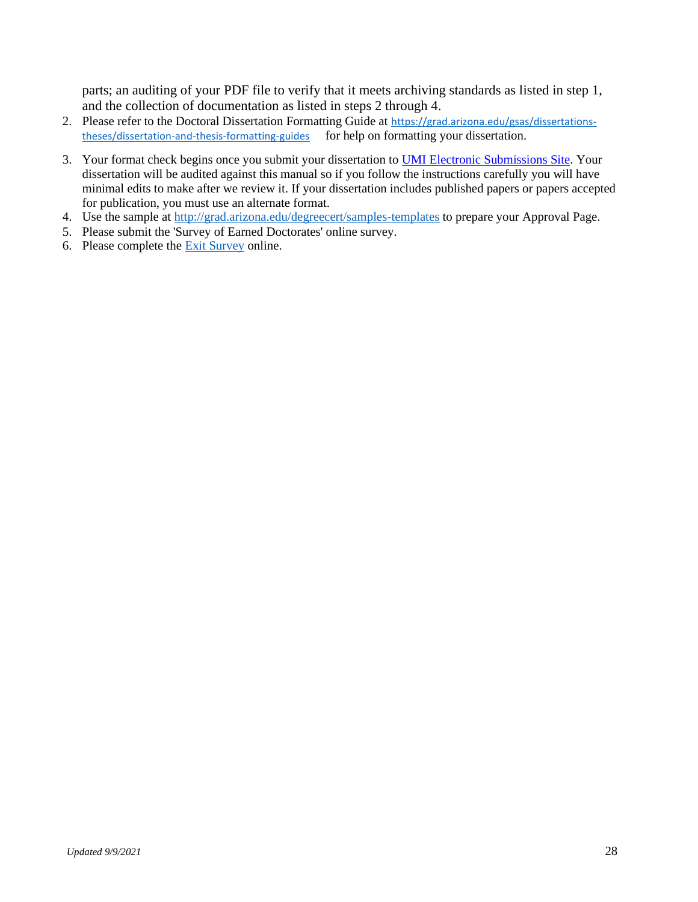parts; an auditing of your PDF file to verify that it meets archiving standards as listed in step 1, and the collection of documentation as listed in steps 2 through 4.

2. Please refer to the Doctoral Dissertation Formatting Guide at https://grad.arizona.edu/gsas/dissertations-theses/dissertation-and-thesis-formatting-guides for help on formatting your dissertation.
3. Your format check begins once you submit your dissertation to UMI Electronic Submissions Site. Your dissertation will be audited against this manual so if you follow the instructions carefully you will have minimal edits to make after we review it. If your dissertation includes published papers or papers accepted for publication, you must use an alternate format.
4. Use the sample at http://grad.arizona.edu/degreecert/samples-templates to prepare your Approval Page.
5. Please submit the 'Survey of Earned Doctorates' online survey.
6. Please complete the Exit Survey online.

*Updated 9/9/2021*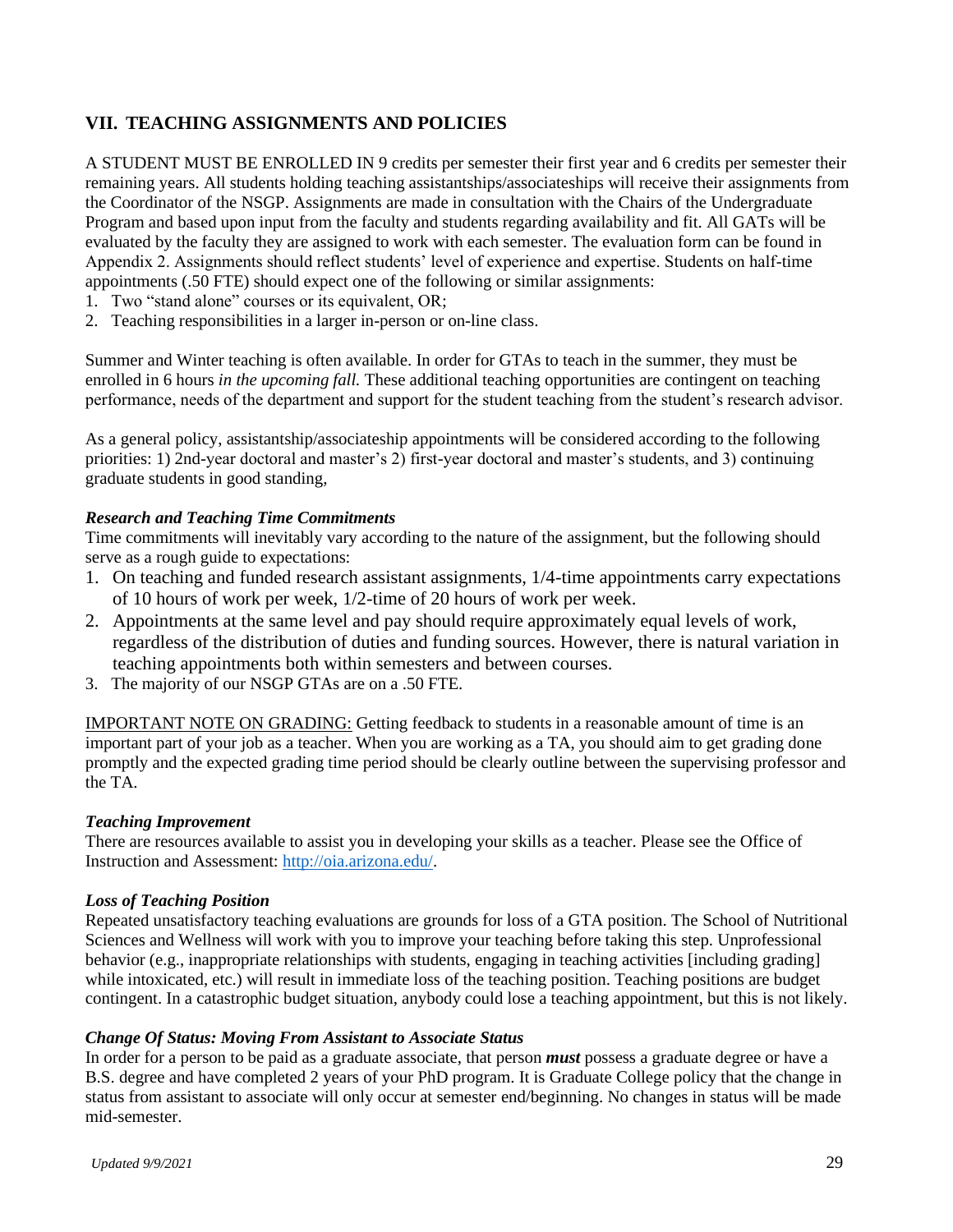## VII. TEACHING ASSIGNMENTS AND POLICIES

A STUDENT MUST BE ENROLLED IN 9 credits per semester their first year and 6 credits per semester their remaining years. All students holding teaching assistantships/associateships will receive their assignments from the Coordinator of the NSGP. Assignments are made in consultation with the Chairs of the Undergraduate Program and based upon input from the faculty and students regarding availability and fit. All GATs will be evaluated by the faculty they are assigned to work with each semester. The evaluation form can be found in Appendix 2. Assignments should reflect students' level of experience and expertise. Students on half-time appointments (.50 FTE) should expect one of the following or similar assignments:

1. Two "stand alone" courses or its equivalent, OR;
2. Teaching responsibilities in a larger in-person or on-line class.

Summer and Winter teaching is often available. In order for GTAs to teach in the summer, they must be enrolled in 6 hours *in the upcoming fall.* These additional teaching opportunities are contingent on teaching performance, needs of the department and support for the student teaching from the student's research advisor.

As a general policy, assistantship/associateship appointments will be considered according to the following priorities: 1) 2nd-year doctoral and master's 2) first-year doctoral and master's students, and 3) continuing graduate students in good standing,

***Research and Teaching Time Commitments***

Time commitments will inevitably vary according to the nature of the assignment, but the following should serve as a rough guide to expectations:

1. On teaching and funded research assistant assignments, 1/4-time appointments carry expectations of 10 hours of work per week, 1/2-time of 20 hours of work per week.
2. Appointments at the same level and pay should require approximately equal levels of work, regardless of the distribution of duties and funding sources. However, there is natural variation in teaching appointments both within semesters and between courses.
3. The majority of our NSGP GTAs are on a .50 FTE.

<u>IMPORTANT NOTE ON GRADING:</u> Getting feedback to students in a reasonable amount of time is an important part of your job as a teacher. When you are working as a TA, you should aim to get grading done promptly and the expected grading time period should be clearly outline between the supervising professor and the TA.

***Teaching Improvement***

There are resources available to assist you in developing your skills as a teacher. Please see the Office of Instruction and Assessment: http://oia.arizona.edu/.

***Loss of Teaching Position***

Repeated unsatisfactory teaching evaluations are grounds for loss of a GTA position. The School of Nutritional Sciences and Wellness will work with you to improve your teaching before taking this step. Unprofessional behavior (e.g., inappropriate relationships with students, engaging in teaching activities [including grading] while intoxicated, etc.) will result in immediate loss of the teaching position. Teaching positions are budget contingent. In a catastrophic budget situation, anybody could lose a teaching appointment, but this is not likely.

***Change Of Status: Moving From Assistant to Associate Status***

In order for a person to be paid as a graduate associate, that person ***must*** possess a graduate degree or have a B.S. degree and have completed 2 years of your PhD program. It is Graduate College policy that the change in status from assistant to associate will only occur at semester end/beginning. No changes in status will be made mid-semester.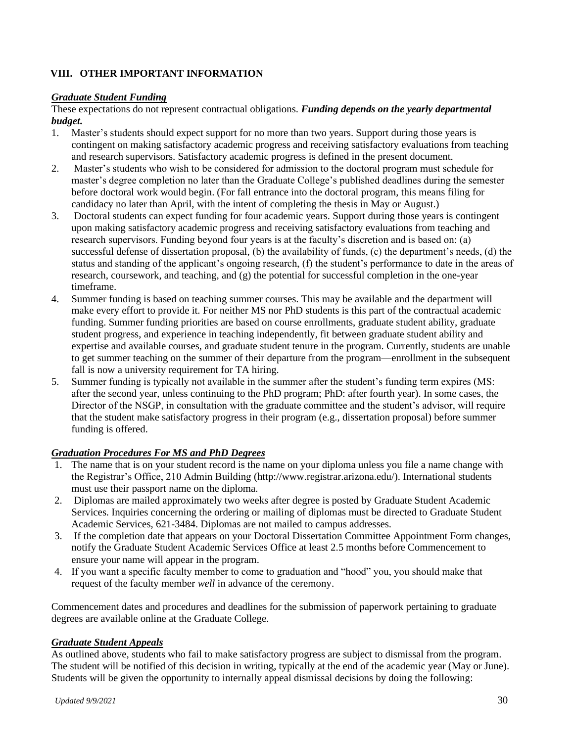## VIII. OTHER IMPORTANT INFORMATION

### ***Graduate Student Funding***

These expectations do not represent contractual obligations. ***Funding depends on the yearly departmental budget.***

1. Master's students should expect support for no more than two years. Support during those years is contingent on making satisfactory academic progress and receiving satisfactory evaluations from teaching and research supervisors. Satisfactory academic progress is defined in the present document.
2. Master's students who wish to be considered for admission to the doctoral program must schedule for master's degree completion no later than the Graduate College's published deadlines during the semester before doctoral work would begin. (For fall entrance into the doctoral program, this means filing for candidacy no later than April, with the intent of completing the thesis in May or August.)
3. Doctoral students can expect funding for four academic years. Support during those years is contingent upon making satisfactory academic progress and receiving satisfactory evaluations from teaching and research supervisors. Funding beyond four years is at the faculty's discretion and is based on: (a) successful defense of dissertation proposal, (b) the availability of funds, (c) the department's needs, (d) the status and standing of the applicant's ongoing research, (f) the student's performance to date in the areas of research, coursework, and teaching, and (g) the potential for successful completion in the one-year timeframe.
4. Summer funding is based on teaching summer courses. This may be available and the department will make every effort to provide it. For neither MS nor PhD students is this part of the contractual academic funding. Summer funding priorities are based on course enrollments, graduate student ability, graduate student progress, and experience in teaching independently, fit between graduate student ability and expertise and available courses, and graduate student tenure in the program. Currently, students are unable to get summer teaching on the summer of their departure from the program—enrollment in the subsequent fall is now a university requirement for TA hiring.
5. Summer funding is typically not available in the summer after the student's funding term expires (MS: after the second year, unless continuing to the PhD program; PhD: after fourth year). In some cases, the Director of the NSGP, in consultation with the graduate committee and the student's advisor, will require that the student make satisfactory progress in their program (e.g., dissertation proposal) before summer funding is offered.

### ***Graduation Procedures For MS and PhD Degrees***

1. The name that is on your student record is the name on your diploma unless you file a name change with the Registrar's Office, 210 Admin Building (http://www.registrar.arizona.edu/). International students must use their passport name on the diploma.
2. Diplomas are mailed approximately two weeks after degree is posted by Graduate Student Academic Services. Inquiries concerning the ordering or mailing of diplomas must be directed to Graduate Student Academic Services, 621-3484. Diplomas are not mailed to campus addresses.
3. If the completion date that appears on your Doctoral Dissertation Committee Appointment Form changes, notify the Graduate Student Academic Services Office at least 2.5 months before Commencement to ensure your name will appear in the program.
4. If you want a specific faculty member to come to graduation and "hood" you, you should make that request of the faculty member *well* in advance of the ceremony.

Commencement dates and procedures and deadlines for the submission of paperwork pertaining to graduate degrees are available online at the Graduate College.

### ***Graduate Student Appeals***

As outlined above, students who fail to make satisfactory progress are subject to dismissal from the program. The student will be notified of this decision in writing, typically at the end of the academic year (May or June). Students will be given the opportunity to internally appeal dismissal decisions by doing the following: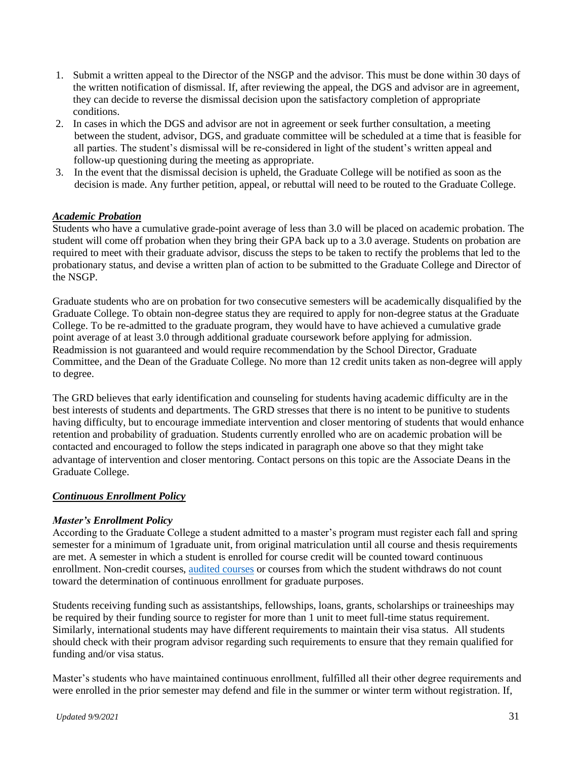1. Submit a written appeal to the Director of the NSGP and the advisor. This must be done within 30 days of the written notification of dismissal. If, after reviewing the appeal, the DGS and advisor are in agreement, they can decide to reverse the dismissal decision upon the satisfactory completion of appropriate conditions.
2. In cases in which the DGS and advisor are not in agreement or seek further consultation, a meeting between the student, advisor, DGS, and graduate committee will be scheduled at a time that is feasible for all parties. The student's dismissal will be re-considered in light of the student's written appeal and follow-up questioning during the meeting as appropriate.
3. In the event that the dismissal decision is upheld, the Graduate College will be notified as soon as the decision is made. Any further petition, appeal, or rebuttal will need to be routed to the Graduate College.

***Academic Probation***

Students who have a cumulative grade-point average of less than 3.0 will be placed on academic probation. The student will come off probation when they bring their GPA back up to a 3.0 average. Students on probation are required to meet with their graduate advisor, discuss the steps to be taken to rectify the problems that led to the probationary status, and devise a written plan of action to be submitted to the Graduate College and Director of the NSGP.

Graduate students who are on probation for two consecutive semesters will be academically disqualified by the Graduate College. To obtain non-degree status they are required to apply for non-degree status at the Graduate College. To be re-admitted to the graduate program, they would have to have achieved a cumulative grade point average of at least 3.0 through additional graduate coursework before applying for admission. Readmission is not guaranteed and would require recommendation by the School Director, Graduate Committee, and the Dean of the Graduate College. No more than 12 credit units taken as non-degree will apply to degree.

The GRD believes that early identification and counseling for students having academic difficulty are in the best interests of students and departments. The GRD stresses that there is no intent to be punitive to students having difficulty, but to encourage immediate intervention and closer mentoring of students that would enhance retention and probability of graduation. Students currently enrolled who are on academic probation will be contacted and encouraged to follow the steps indicated in paragraph one above so that they might take advantage of intervention and closer mentoring. Contact persons on this topic are the Associate Deans in the Graduate College.

***Continuous Enrollment Policy***

***Master's Enrollment Policy***

According to the Graduate College a student admitted to a master's program must register each fall and spring semester for a minimum of 1graduate unit, from original matriculation until all course and thesis requirements are met. A semester in which a student is enrolled for course credit will be counted toward continuous enrollment. Non-credit courses, audited courses or courses from which the student withdraws do not count toward the determination of continuous enrollment for graduate purposes.

Students receiving funding such as assistantships, fellowships, loans, grants, scholarships or traineeships may be required by their funding source to register for more than 1 unit to meet full-time status requirement. Similarly, international students may have different requirements to maintain their visa status. All students should check with their program advisor regarding such requirements to ensure that they remain qualified for funding and/or visa status.

Master's students who have maintained continuous enrollment, fulfilled all their other degree requirements and were enrolled in the prior semester may defend and file in the summer or winter term without registration. If,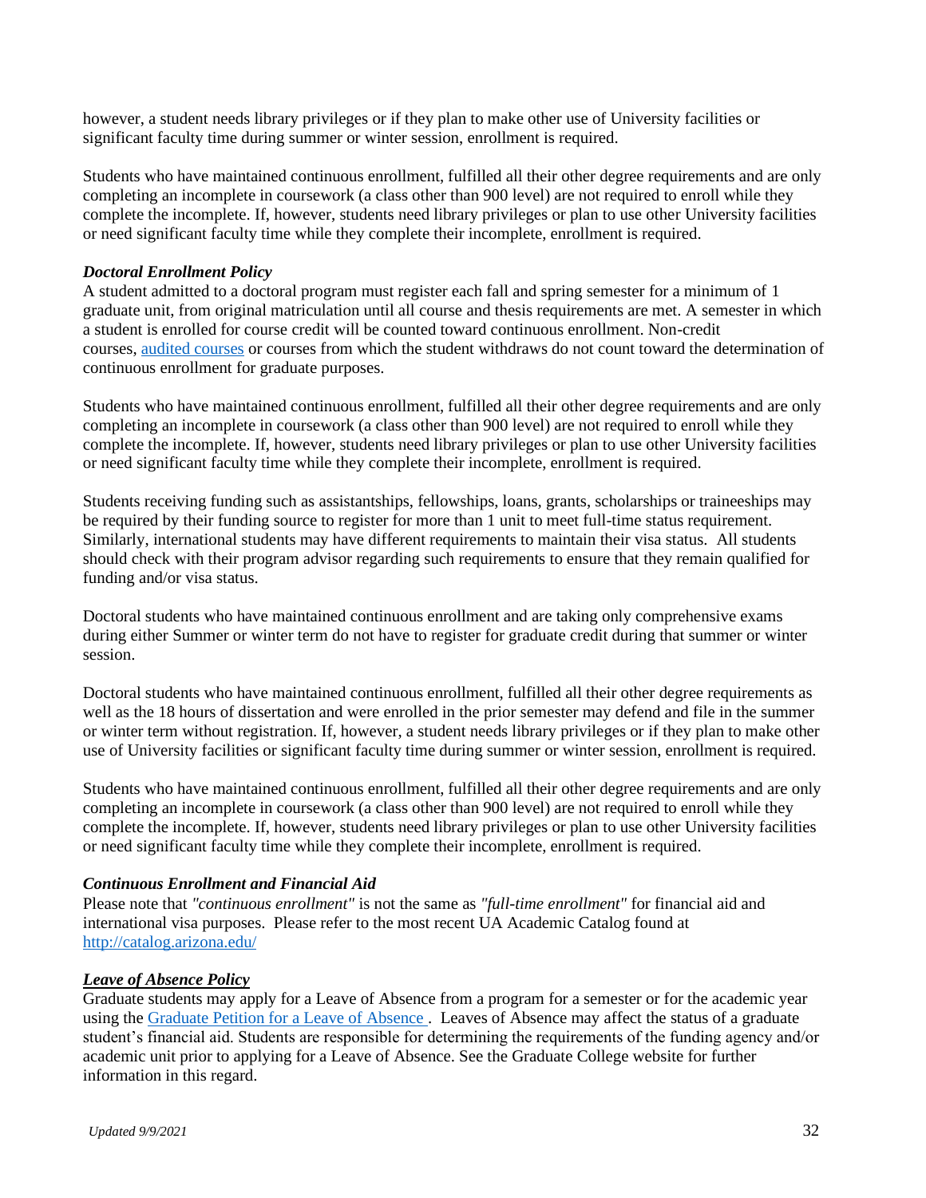however, a student needs library privileges or if they plan to make other use of University facilities or significant faculty time during summer or winter session, enrollment is required.

Students who have maintained continuous enrollment, fulfilled all their other degree requirements and are only completing an incomplete in coursework (a class other than 900 level) are not required to enroll while they complete the incomplete. If, however, students need library privileges or plan to use other University facilities or need significant faculty time while they complete their incomplete, enrollment is required.

***Doctoral Enrollment Policy***

A student admitted to a doctoral program must register each fall and spring semester for a minimum of 1 graduate unit, from original matriculation until all course and thesis requirements are met. A semester in which a student is enrolled for course credit will be counted toward continuous enrollment. Non-credit courses, audited courses or courses from which the student withdraws do not count toward the determination of continuous enrollment for graduate purposes.

Students who have maintained continuous enrollment, fulfilled all their other degree requirements and are only completing an incomplete in coursework (a class other than 900 level) are not required to enroll while they complete the incomplete. If, however, students need library privileges or plan to use other University facilities or need significant faculty time while they complete their incomplete, enrollment is required.

Students receiving funding such as assistantships, fellowships, loans, grants, scholarships or traineeships may be required by their funding source to register for more than 1 unit to meet full-time status requirement. Similarly, international students may have different requirements to maintain their visa status. All students should check with their program advisor regarding such requirements to ensure that they remain qualified for funding and/or visa status.

Doctoral students who have maintained continuous enrollment and are taking only comprehensive exams during either Summer or winter term do not have to register for graduate credit during that summer or winter session.

Doctoral students who have maintained continuous enrollment, fulfilled all their other degree requirements as well as the 18 hours of dissertation and were enrolled in the prior semester may defend and file in the summer or winter term without registration. If, however, a student needs library privileges or if they plan to make other use of University facilities or significant faculty time during summer or winter session, enrollment is required.

Students who have maintained continuous enrollment, fulfilled all their other degree requirements and are only completing an incomplete in coursework (a class other than 900 level) are not required to enroll while they complete the incomplete. If, however, students need library privileges or plan to use other University facilities or need significant faculty time while they complete their incomplete, enrollment is required.

***Continuous Enrollment and Financial Aid***

Please note that *"continuous enrollment"* is not the same as *"full-time enrollment"* for financial aid and international visa purposes. Please refer to the most recent UA Academic Catalog found at http://catalog.arizona.edu/

***<u>Leave of Absence Policy</u>***

Graduate students may apply for a Leave of Absence from a program for a semester or for the academic year using the Graduate Petition for a Leave of Absence . Leaves of Absence may affect the status of a graduate student's financial aid. Students are responsible for determining the requirements of the funding agency and/or academic unit prior to applying for a Leave of Absence. See the Graduate College website for further information in this regard.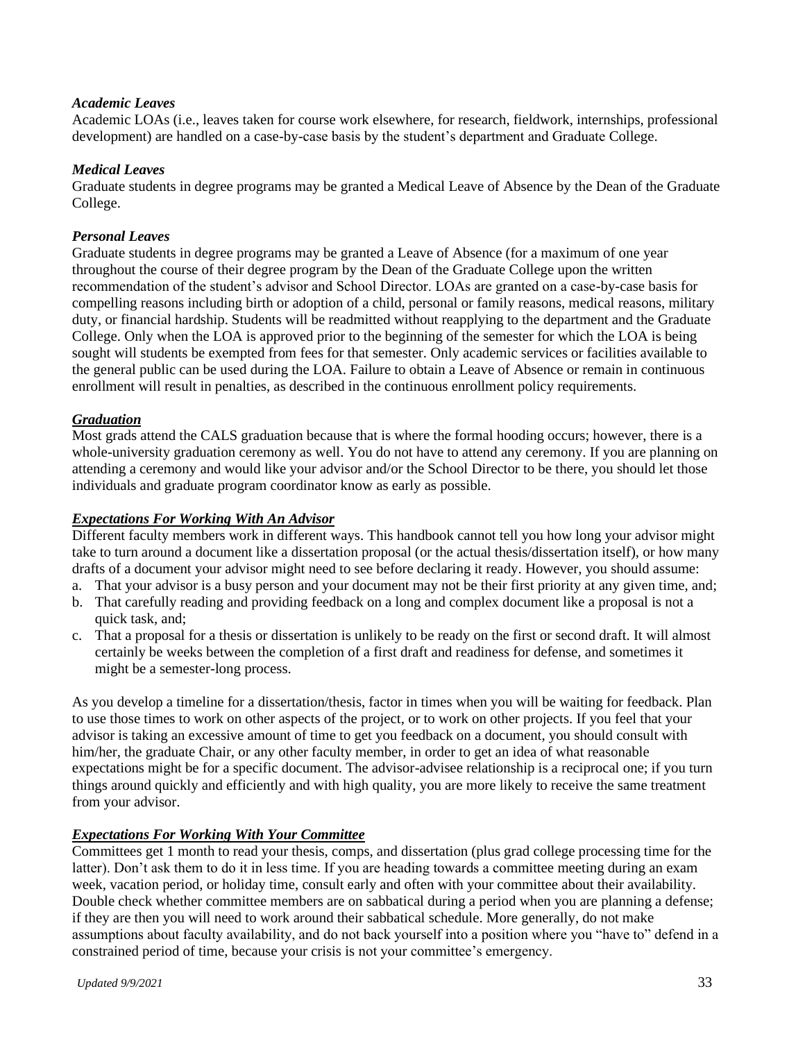*Academic Leaves*

Academic LOAs (i.e., leaves taken for course work elsewhere, for research, fieldwork, internships, professional development) are handled on a case-by-case basis by the student's department and Graduate College.

*Medical Leaves*

Graduate students in degree programs may be granted a Medical Leave of Absence by the Dean of the Graduate College.

*Personal Leaves*

Graduate students in degree programs may be granted a Leave of Absence (for a maximum of one year throughout the course of their degree program by the Dean of the Graduate College upon the written recommendation of the student's advisor and School Director. LOAs are granted on a case-by-case basis for compelling reasons including birth or adoption of a child, personal or family reasons, medical reasons, military duty, or financial hardship. Students will be readmitted without reapplying to the department and the Graduate College. Only when the LOA is approved prior to the beginning of the semester for which the LOA is being sought will students be exempted from fees for that semester. Only academic services or facilities available to the general public can be used during the LOA. Failure to obtain a Leave of Absence or remain in continuous enrollment will result in penalties, as described in the continuous enrollment policy requirements.

***Graduation***

Most grads attend the CALS graduation because that is where the formal hooding occurs; however, there is a whole-university graduation ceremony as well. You do not have to attend any ceremony. If you are planning on attending a ceremony and would like your advisor and/or the School Director to be there, you should let those individuals and graduate program coordinator know as early as possible.

***Expectations For Working With An Advisor***

Different faculty members work in different ways. This handbook cannot tell you how long your advisor might take to turn around a document like a dissertation proposal (or the actual thesis/dissertation itself), or how many drafts of a document your advisor might need to see before declaring it ready. However, you should assume:

a. That your advisor is a busy person and your document may not be their first priority at any given time, and;
b. That carefully reading and providing feedback on a long and complex document like a proposal is not a quick task, and;
c. That a proposal for a thesis or dissertation is unlikely to be ready on the first or second draft. It will almost certainly be weeks between the completion of a first draft and readiness for defense, and sometimes it might be a semester-long process.

As you develop a timeline for a dissertation/thesis, factor in times when you will be waiting for feedback. Plan to use those times to work on other aspects of the project, or to work on other projects. If you feel that your advisor is taking an excessive amount of time to get you feedback on a document, you should consult with him/her, the graduate Chair, or any other faculty member, in order to get an idea of what reasonable expectations might be for a specific document. The advisor-advisee relationship is a reciprocal one; if you turn things around quickly and efficiently and with high quality, you are more likely to receive the same treatment from your advisor.

***Expectations For Working With Your Committee***

Committees get 1 month to read your thesis, comps, and dissertation (plus grad college processing time for the latter). Don't ask them to do it in less time. If you are heading towards a committee meeting during an exam week, vacation period, or holiday time, consult early and often with your committee about their availability. Double check whether committee members are on sabbatical during a period when you are planning a defense; if they are then you will need to work around their sabbatical schedule. More generally, do not make assumptions about faculty availability, and do not back yourself into a position where you "have to" defend in a constrained period of time, because your crisis is not your committee's emergency.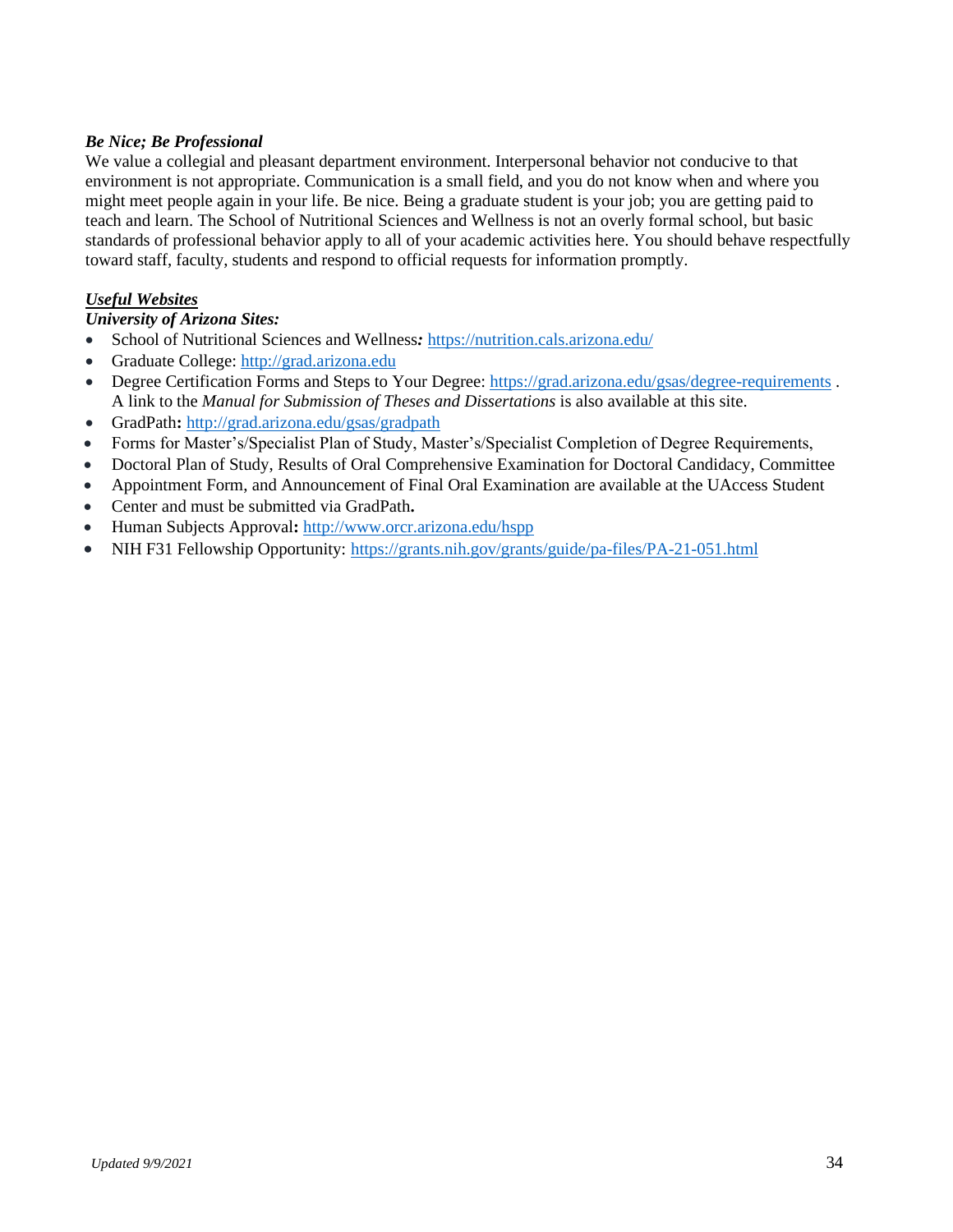***Be Nice; Be Professional***

We value a collegial and pleasant department environment. Interpersonal behavior not conducive to that environment is not appropriate. Communication is a small field, and you do not know when and where you might meet people again in your life. Be nice. Being a graduate student is your job; you are getting paid to teach and learn. The School of Nutritional Sciences and Wellness is not an overly formal school, but basic standards of professional behavior apply to all of your academic activities here. You should behave respectfully toward staff, faculty, students and respond to official requests for information promptly.

***Useful Websites***

***University of Arizona Sites:***

- School of Nutritional Sciences and Wellness***:*** https://nutrition.cals.arizona.edu/
- Graduate College: http://grad.arizona.edu
- Degree Certification Forms and Steps to Your Degree: https://grad.arizona.edu/gsas/degree-requirements . A link to the *Manual for Submission of Theses and Dissertations* is also available at this site.
- GradPath**:** http://grad.arizona.edu/gsas/gradpath
- Forms for Master's/Specialist Plan of Study, Master's/Specialist Completion of Degree Requirements,
- Doctoral Plan of Study, Results of Oral Comprehensive Examination for Doctoral Candidacy, Committee
- Appointment Form, and Announcement of Final Oral Examination are available at the UAccess Student
- Center and must be submitted via GradPath**.**
- Human Subjects Approval**:** http://www.orcr.arizona.edu/hspp
- NIH F31 Fellowship Opportunity: https://grants.nih.gov/grants/guide/pa-files/PA-21-051.html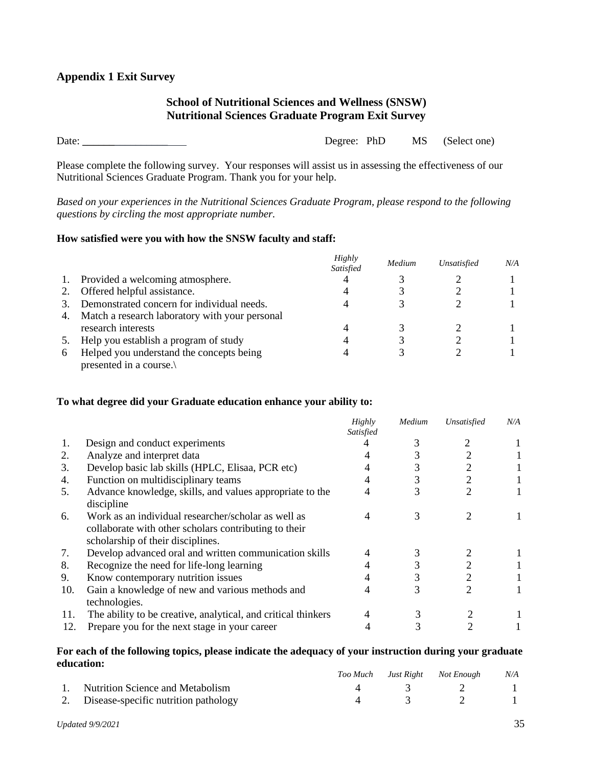**Appendix 1 Exit Survey**

**School of Nutritional Sciences and Wellness (SNSW)**
**Nutritional Sciences Graduate Program Exit Survey**

Date: _____________________ Degree: PhD MS (Select one)

Please complete the following survey. Your responses will assist us in assessing the effectiveness of our Nutritional Sciences Graduate Program. Thank you for your help.

*Based on your experiences in the Nutritional Sciences Graduate Program, please respond to the following questions by circling the most appropriate number.*

**How satisfied were you with how the SNSW faculty and staff:**

| | | *Highly Satisfied* | *Medium* | *Unsatisfied* | *N/A* |
|---|---|---|---|---|---|
| 1. | Provided a welcoming atmosphere. | 4 | 3 | 2 | 1 |
| 2. | Offered helpful assistance. | 4 | 3 | 2 | 1 |
| 3. | Demonstrated concern for individual needs. | 4 | 3 | 2 | 1 |
| 4. | Match a research laboratory with your personal research interests | 4 | 3 | 2 | 1 |
| 5. | Help you establish a program of study | 4 | 3 | 2 | 1 |
| 6 | Helped you understand the concepts being presented in a course.\ | 4 | 3 | 2 | 1 |

**To what degree did your Graduate education enhance your ability to:**

| | | *Highly Satisfied* | *Medium* | *Unsatisfied* | *N/A* |
|---|---|---|---|---|---|
| 1. | Design and conduct experiments | 4 | 3 | 2 | 1 |
| 2. | Analyze and interpret data | 4 | 3 | 2 | 1 |
| 3. | Develop basic lab skills (HPLC, Elisaa, PCR etc) | 4 | 3 | 2 | 1 |
| 4. | Function on multidisciplinary teams | 4 | 3 | 2 | 1 |
| 5. | Advance knowledge, skills, and values appropriate to the discipline | 4 | 3 | 2 | 1 |
| 6. | Work as an individual researcher/scholar as well as collaborate with other scholars contributing to their scholarship of their disciplines. | 4 | 3 | 2 | 1 |
| 7. | Develop advanced oral and written communication skills | 4 | 3 | 2 | 1 |
| 8. | Recognize the need for life-long learning | 4 | 3 | 2 | 1 |
| 9. | Know contemporary nutrition issues | 4 | 3 | 2 | 1 |
| 10. | Gain a knowledge of new and various methods and technologies. | 4 | 3 | 2 | 1 |
| 11. | The ability to be creative, analytical, and critical thinkers | 4 | 3 | 2 | 1 |
| 12. | Prepare you for the next stage in your career | 4 | 3 | 2 | 1 |

**For each of the following topics, please indicate the adequacy of your instruction during your graduate education:**

| | | *Too Much* | *Just Right* | *Not Enough* | *N/A* |
|---|---|---|---|---|---|
| 1. | Nutrition Science and Metabolism | 4 | 3 | 2 | 1 |
| 2. | Disease-specific nutrition pathology | 4 | 3 | 2 | 1 |

*Updated 9/9/2021*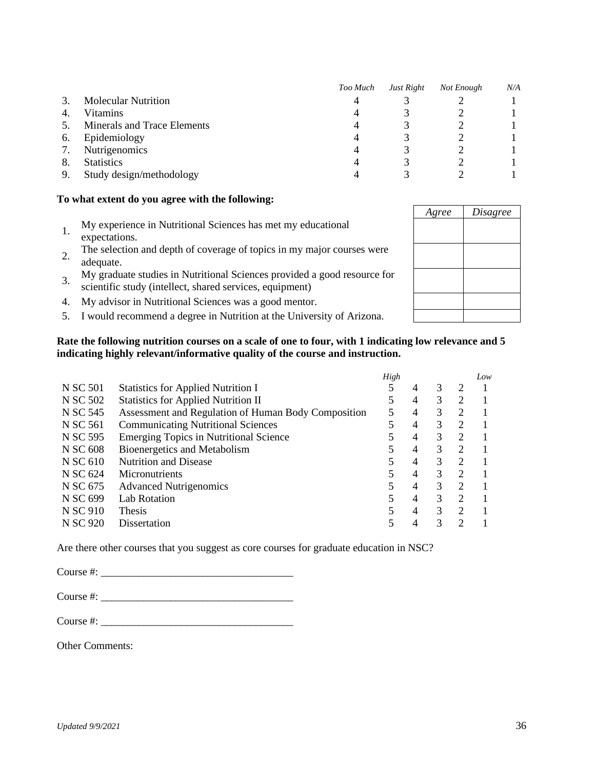| | | Too Much | Just Right | Not Enough | N/A |
|---|---|---|---|---|---|
| 3. | Molecular Nutrition | 4 | 3 | 2 | 1 |
| 4. | Vitamins | 4 | 3 | 2 | 1 |
| 5. | Minerals and Trace Elements | 4 | 3 | 2 | 1 |
| 6. | Epidemiology | 4 | 3 | 2 | 1 |
| 7. | Nutrigenomics | 4 | 3 | 2 | 1 |
| 8. | Statistics | 4 | 3 | 2 | 1 |
| 9. | Study design/methodology | 4 | 3 | 2 | 1 |

**To what extent do you agree with the following:**

| | | Agree | Disagree |
|---|---|---|---|
| 1. | My experience in Nutritional Sciences has met my educational expectations. | | |
| 2. | The selection and depth of coverage of topics in my major courses were adequate. | | |
| 3. | My graduate studies in Nutritional Sciences provided a good resource for scientific study (intellect, shared services, equipment) | | |
| 4. | My advisor in Nutritional Sciences was a good mentor. | | |
| 5. | I would recommend a degree in Nutrition at the University of Arizona. | | |

**Rate the following nutrition courses on a scale of one to four, with 1 indicating low relevance and 5 indicating highly relevant/informative quality of the course and instruction.**

| | | High | | | | Low |
|---|---|---|---|---|---|---|
| N SC 501 | Statistics for Applied Nutrition I | 5 | 4 | 3 | 2 | 1 |
| N SC 502 | Statistics for Applied Nutrition II | 5 | 4 | 3 | 2 | 1 |
| N SC 545 | Assessment and Regulation of Human Body Composition | 5 | 4 | 3 | 2 | 1 |
| N SC 561 | Communicating Nutritional Sciences | 5 | 4 | 3 | 2 | 1 |
| N SC 595 | Emerging Topics in Nutritional Science | 5 | 4 | 3 | 2 | 1 |
| N SC 608 | Bioenergetics and Metabolism | 5 | 4 | 3 | 2 | 1 |
| N SC 610 | Nutrition and Disease | 5 | 4 | 3 | 2 | 1 |
| N SC 624 | Micronutrients | 5 | 4 | 3 | 2 | 1 |
| N SC 675 | Advanced Nutrigenomics | 5 | 4 | 3 | 2 | 1 |
| N SC 699 | Lab Rotation | 5 | 4 | 3 | 2 | 1 |
| N SC 910 | Thesis | 5 | 4 | 3 | 2 | 1 |
| N SC 920 | Dissertation | 5 | 4 | 3 | 2 | 1 |

Are there other courses that you suggest as core courses for graduate education in NSC?

Course #: ____________________________________

Course #: ____________________________________

Course #: ____________________________________

Other Comments:

*Updated 9/9/2021*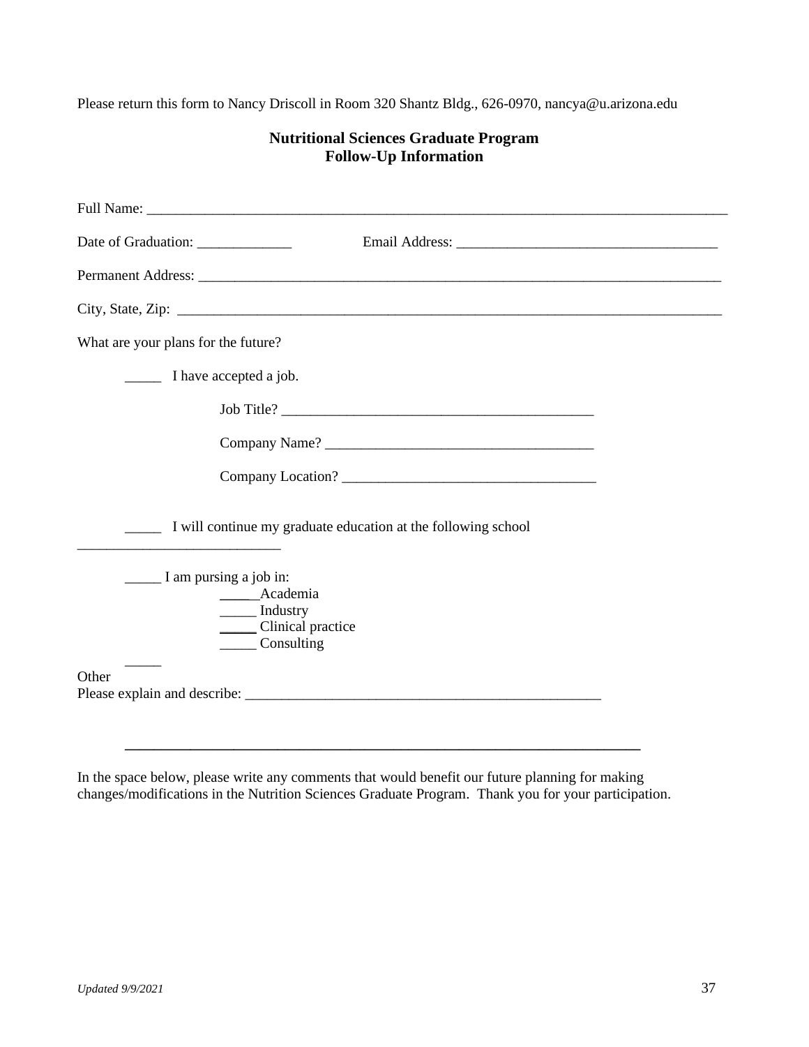Please return this form to Nancy Driscoll in Room 320 Shantz Bldg., 626-0970, nancya@u.arizona.edu

**Nutritional Sciences Graduate Program**
**Follow-Up Information**

Full Name: ___________________________________________________________________________

Date of Graduation: _____________ Email Address: ___________________________________

Permanent Address: ______________________________________________________________________

City, State, Zip: ________________________________________________________________________

What are your plans for the future?

_____ I have accepted a job.

Job Title? ____________________________________________

Company Name? _____________________________________

Company Location? ___________________________________

_____ I will continue my graduate education at the following school ___________________________

_____ I am pursing a job in:

_____ Academia
_____ Industry
_____ Clinical practice
_____ Consulting

_____ Other

Please explain and describe: ___________________________________________________

_______________________________________________________________________

In the space below, please write any comments that would benefit our future planning for making changes/modifications in the Nutrition Sciences Graduate Program. Thank you for your participation.

*Updated 9/9/2021*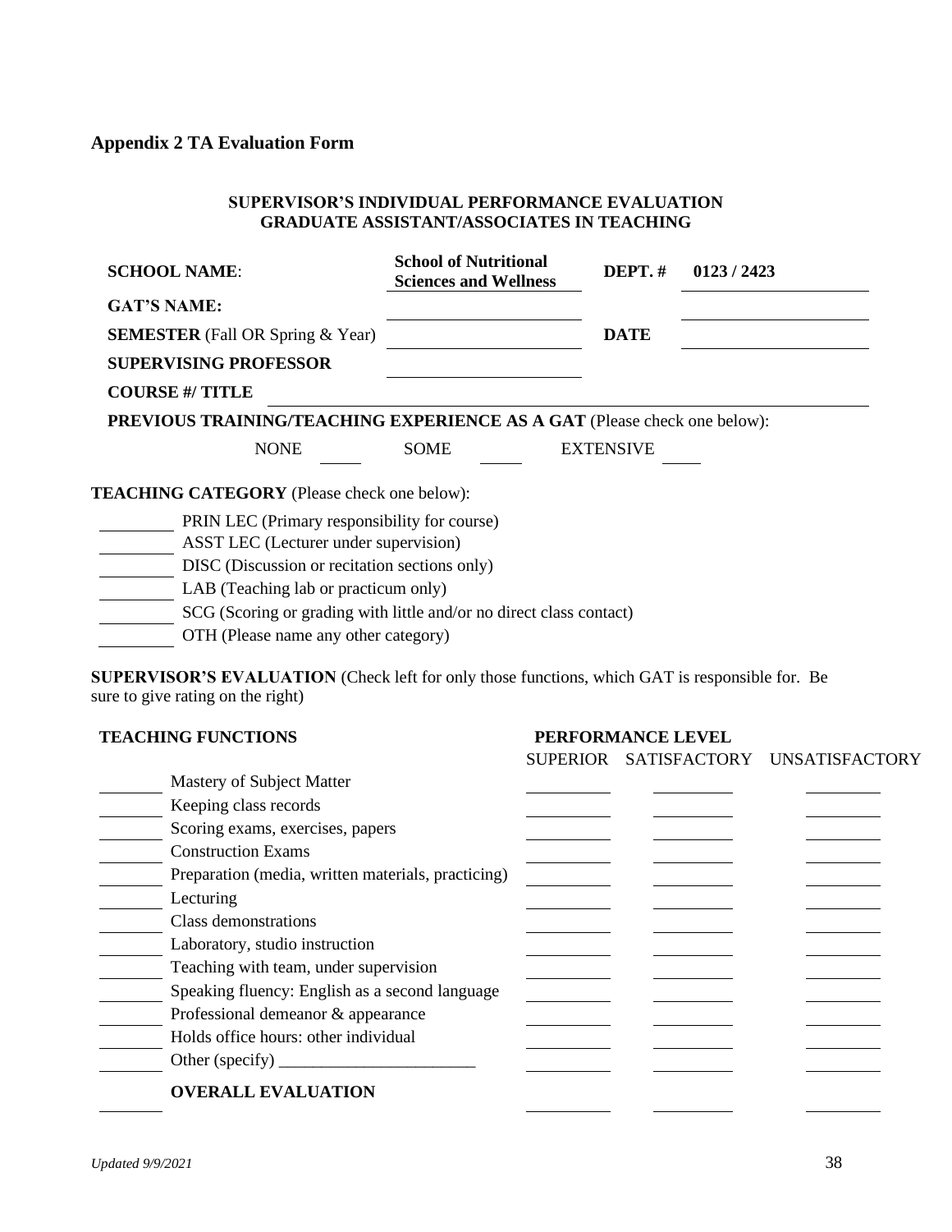## Appendix 2 TA Evaluation Form

**SUPERVISOR'S INDIVIDUAL PERFORMANCE EVALUATION**
**GRADUATE ASSISTANT/ASSOCIATES IN TEACHING**

| | | | |
|---|---|---|---|
| **SCHOOL NAME**: | **School of Nutritional Sciences and Wellness** | **DEPT. #** | **0123 / 2423** |
| **GAT'S NAME:** | ______________ | | ______________ |
| **SEMESTER** (Fall OR Spring & Year) | ______________ | **DATE** | ______________ |
| **SUPERVISING PROFESSOR** | ______________ | | |
| **COURSE #/ TITLE** | ______________ | | |

**PREVIOUS TRAINING/TEACHING EXPERIENCE AS A GAT** (Please check one below):

NONE ____ SOME ____ EXTENSIVE ____

**TEACHING CATEGORY** (Please check one below):

- ______ PRIN LEC (Primary responsibility for course)
- ______ ASST LEC (Lecturer under supervision)
- ______ DISC (Discussion or recitation sections only)
- ______ LAB (Teaching lab or practicum only)
- ______ SCG (Scoring or grading with little and/or no direct class contact)
- ______ OTH (Please name any other category)

**SUPERVISOR'S EVALUATION** (Check left for only those functions, which GAT is responsible for. Be sure to give rating on the right)

| | **TEACHING FUNCTIONS** | **PERFORMANCE LEVEL** | | |
|---|---|---|---|---|
| | | SUPERIOR | SATISFACTORY | UNSATISFACTORY |
| ______ | Mastery of Subject Matter | ______ | ______ | ______ |
| ______ | Keeping class records | ______ | ______ | ______ |
| ______ | Scoring exams, exercises, papers | ______ | ______ | ______ |
| ______ | Construction Exams | ______ | ______ | ______ |
| ______ | Preparation (media, written materials, practicing) | ______ | ______ | ______ |
| ______ | Lecturing | ______ | ______ | ______ |
| ______ | Class demonstrations | ______ | ______ | ______ |
| ______ | Laboratory, studio instruction | ______ | ______ | ______ |
| ______ | Teaching with team, under supervision | ______ | ______ | ______ |
| ______ | Speaking fluency: English as a second language | ______ | ______ | ______ |
| ______ | Professional demeanor & appearance | ______ | ______ | ______ |
| ______ | Holds office hours: other individual | ______ | ______ | ______ |
| ______ | Other (specify) ________________________ | ______ | ______ | ______ |
| ______ | **OVERALL EVALUATION** | ______ | ______ | ______ |

*Updated 9/9/2021*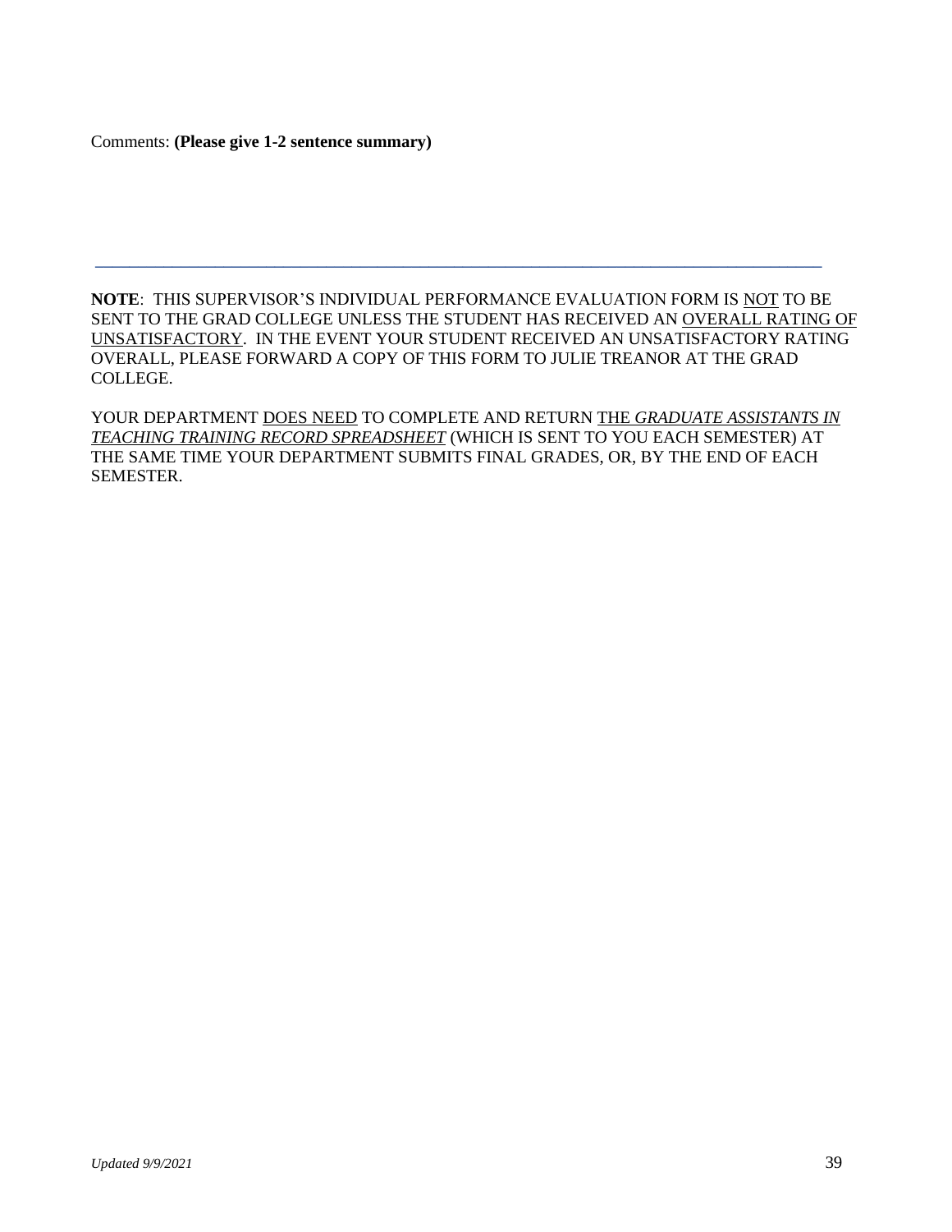Comments: **(Please give 1-2 sentence summary)**

---

**NOTE**: THIS SUPERVISOR'S INDIVIDUAL PERFORMANCE EVALUATION FORM IS <u>NOT</u> TO BE SENT TO THE GRAD COLLEGE UNLESS THE STUDENT HAS RECEIVED AN <u>OVERALL RATING OF UNSATISFACTORY</u>. IN THE EVENT YOUR STUDENT RECEIVED AN UNSATISFACTORY RATING OVERALL, PLEASE FORWARD A COPY OF THIS FORM TO JULIE TREANOR AT THE GRAD COLLEGE.

YOUR DEPARTMENT <u>DOES NEED</u> TO COMPLETE AND RETURN <u>THE *GRADUATE ASSISTANTS IN TEACHING TRAINING RECORD SPREADSHEET*</u> (WHICH IS SENT TO YOU EACH SEMESTER) AT THE SAME TIME YOUR DEPARTMENT SUBMITS FINAL GRADES, OR, BY THE END OF EACH SEMESTER.